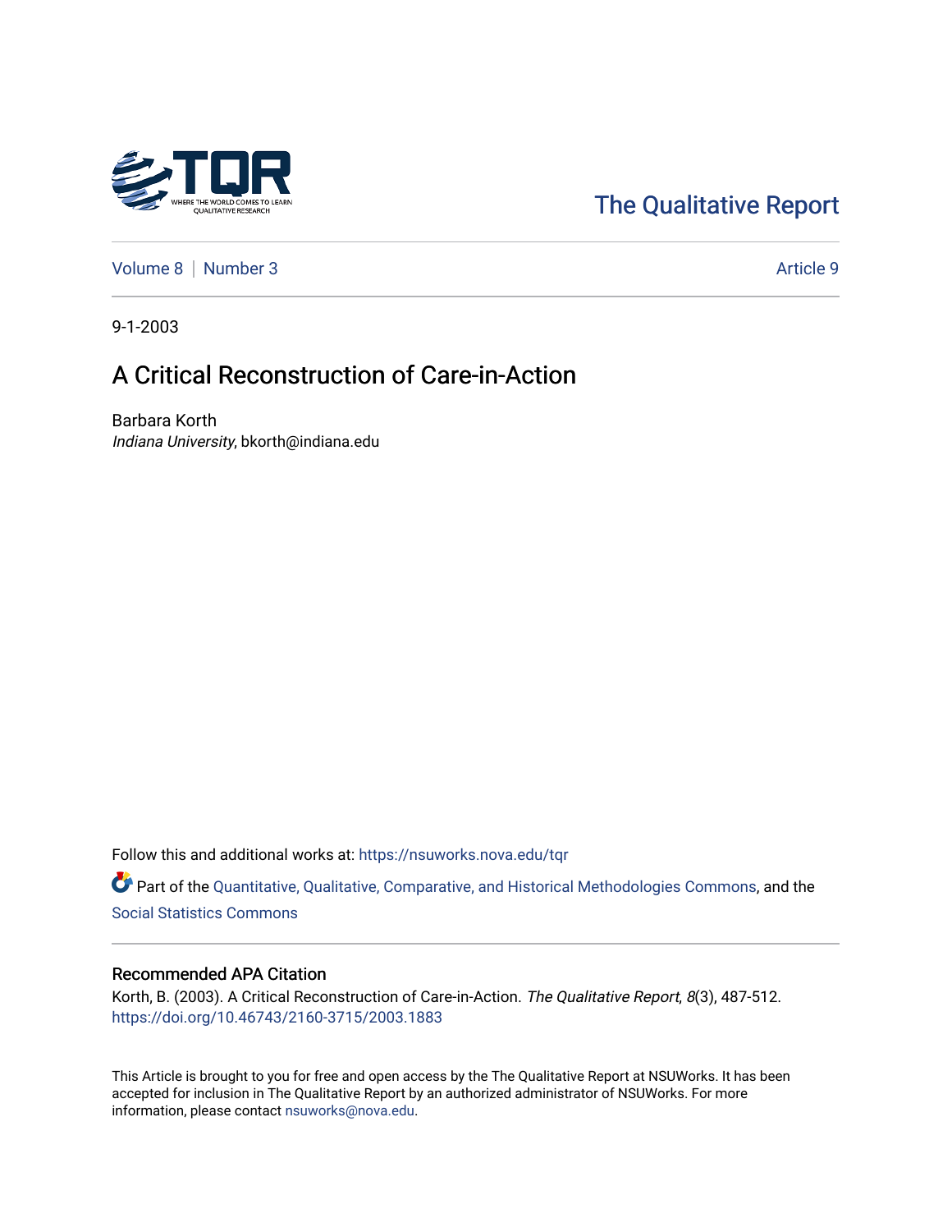The Qualitative Report

Volume 8 | Number 3 | Article 9

9-1-2003

# A Critical Reconstruction of Care-in-Action

Barbara Korth
*Indiana University*, bkorth@indiana.edu

Follow this and additional works at: https://nsuworks.nova.edu/tqr

Part of the Quantitative, Qualitative, Comparative, and Historical Methodologies Commons, and the Social Statistics Commons

## Recommended APA Citation

Korth, B. (2003). A Critical Reconstruction of Care-in-Action. *The Qualitative Report*, *8*(3), 487-512. https://doi.org/10.46743/2160-3715/2003.1883

This Article is brought to you for free and open access by the The Qualitative Report at NSUWorks. It has been accepted for inclusion in The Qualitative Report by an authorized administrator of NSUWorks. For more information, please contact nsuworks@nova.edu.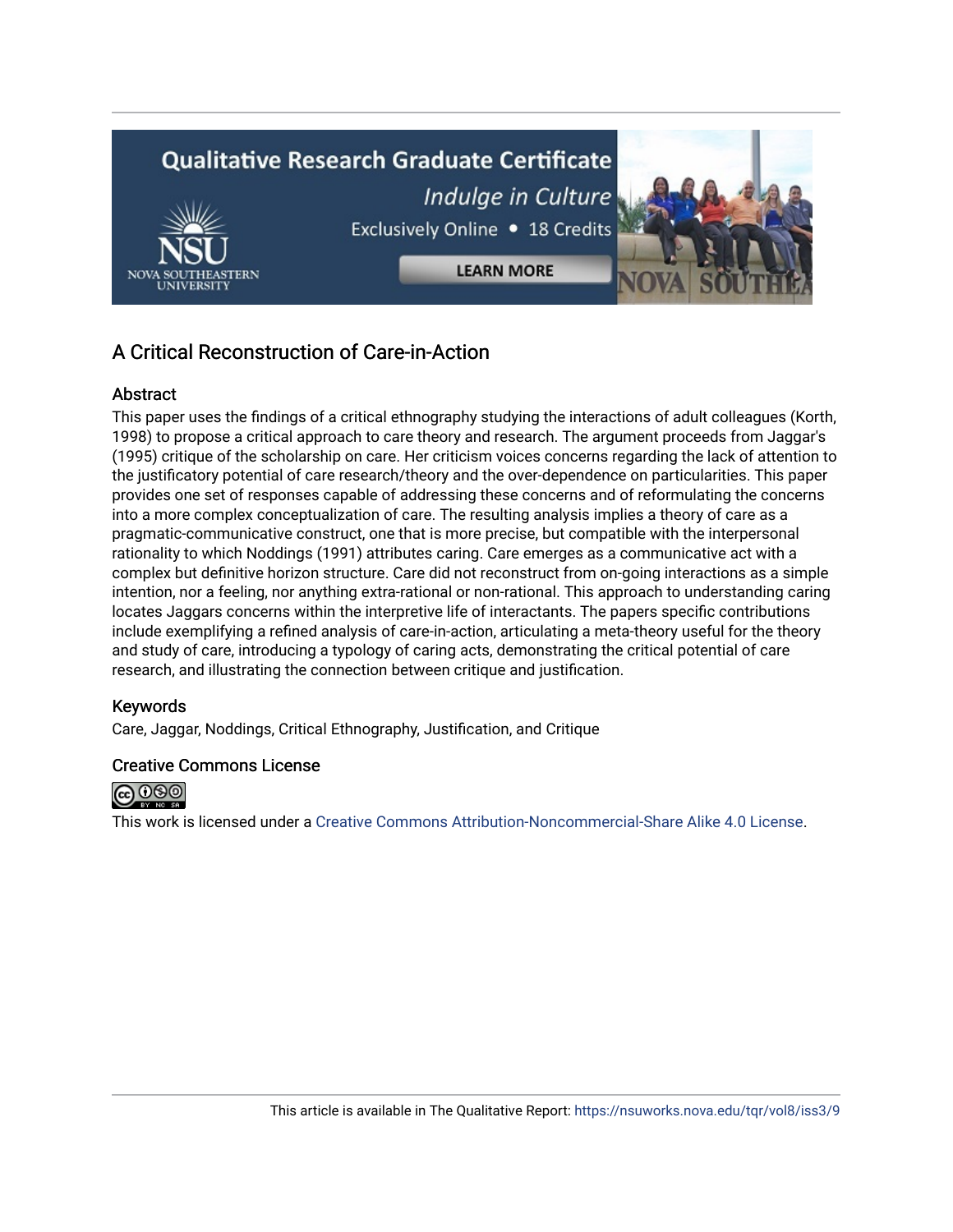## A Critical Reconstruction of Care-in-Action

### Abstract

This paper uses the findings of a critical ethnography studying the interactions of adult colleagues (Korth, 1998) to propose a critical approach to care theory and research. The argument proceeds from Jaggar's (1995) critique of the scholarship on care. Her criticism voices concerns regarding the lack of attention to the justificatory potential of care research/theory and the over-dependence on particularities. This paper provides one set of responses capable of addressing these concerns and of reformulating the concerns into a more complex conceptualization of care. The resulting analysis implies a theory of care as a pragmatic-communicative construct, one that is more precise, but compatible with the interpersonal rationality to which Noddings (1991) attributes caring. Care emerges as a communicative act with a complex but definitive horizon structure. Care did not reconstruct from on-going interactions as a simple intention, nor a feeling, nor anything extra-rational or non-rational. This approach to understanding caring locates Jaggars concerns within the interpretive life of interactants. The papers specific contributions include exemplifying a refined analysis of care-in-action, articulating a meta-theory useful for the theory and study of care, introducing a typology of caring acts, demonstrating the critical potential of care research, and illustrating the connection between critique and justification.

### Keywords

Care, Jaggar, Noddings, Critical Ethnography, Justification, and Critique

### Creative Commons License

This work is licensed under a Creative Commons Attribution-Noncommercial-Share Alike 4.0 License.

This article is available in The Qualitative Report: https://nsuworks.nova.edu/tqr/vol8/iss3/9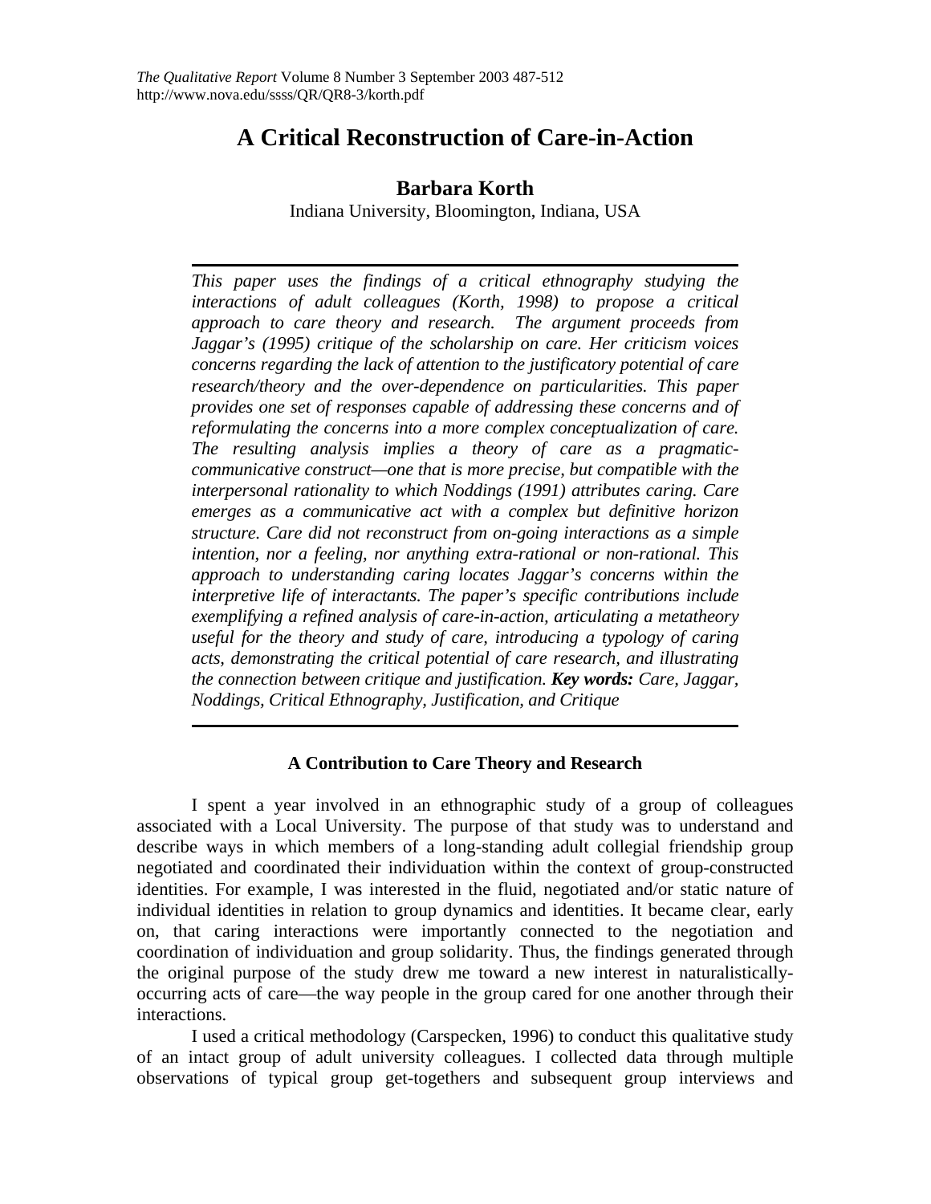# A Critical Reconstruction of Care-in-Action

## Barbara Korth

Indiana University, Bloomington, Indiana, USA

*This paper uses the findings of a critical ethnography studying the interactions of adult colleagues (Korth, 1998) to propose a critical approach to care theory and research. The argument proceeds from Jaggar's (1995) critique of the scholarship on care. Her criticism voices concerns regarding the lack of attention to the justificatory potential of care research/theory and the over-dependence on particularities. This paper provides one set of responses capable of addressing these concerns and of reformulating the concerns into a more complex conceptualization of care. The resulting analysis implies a theory of care as a pragmatic-communicative construct—one that is more precise, but compatible with the interpersonal rationality to which Noddings (1991) attributes caring. Care emerges as a communicative act with a complex but definitive horizon structure. Care did not reconstruct from on-going interactions as a simple intention, nor a feeling, nor anything extra-rational or non-rational. This approach to understanding caring locates Jaggar's concerns within the interpretive life of interactants. The paper's specific contributions include exemplifying a refined analysis of care-in-action, articulating a metatheory useful for the theory and study of care, introducing a typology of caring acts, demonstrating the critical potential of care research, and illustrating the connection between critique and justification.* ***Key words:*** *Care, Jaggar, Noddings, Critical Ethnography, Justification, and Critique*

### A Contribution to Care Theory and Research

I spent a year involved in an ethnographic study of a group of colleagues associated with a Local University. The purpose of that study was to understand and describe ways in which members of a long-standing adult collegial friendship group negotiated and coordinated their individuation within the context of group-constructed identities. For example, I was interested in the fluid, negotiated and/or static nature of individual identities in relation to group dynamics and identities. It became clear, early on, that caring interactions were importantly connected to the negotiation and coordination of individuation and group solidarity. Thus, the findings generated through the original purpose of the study drew me toward a new interest in naturalistically-occurring acts of care—the way people in the group cared for one another through their interactions.

I used a critical methodology (Carspecken, 1996) to conduct this qualitative study of an intact group of adult university colleagues. I collected data through multiple observations of typical group get-togethers and subsequent group interviews and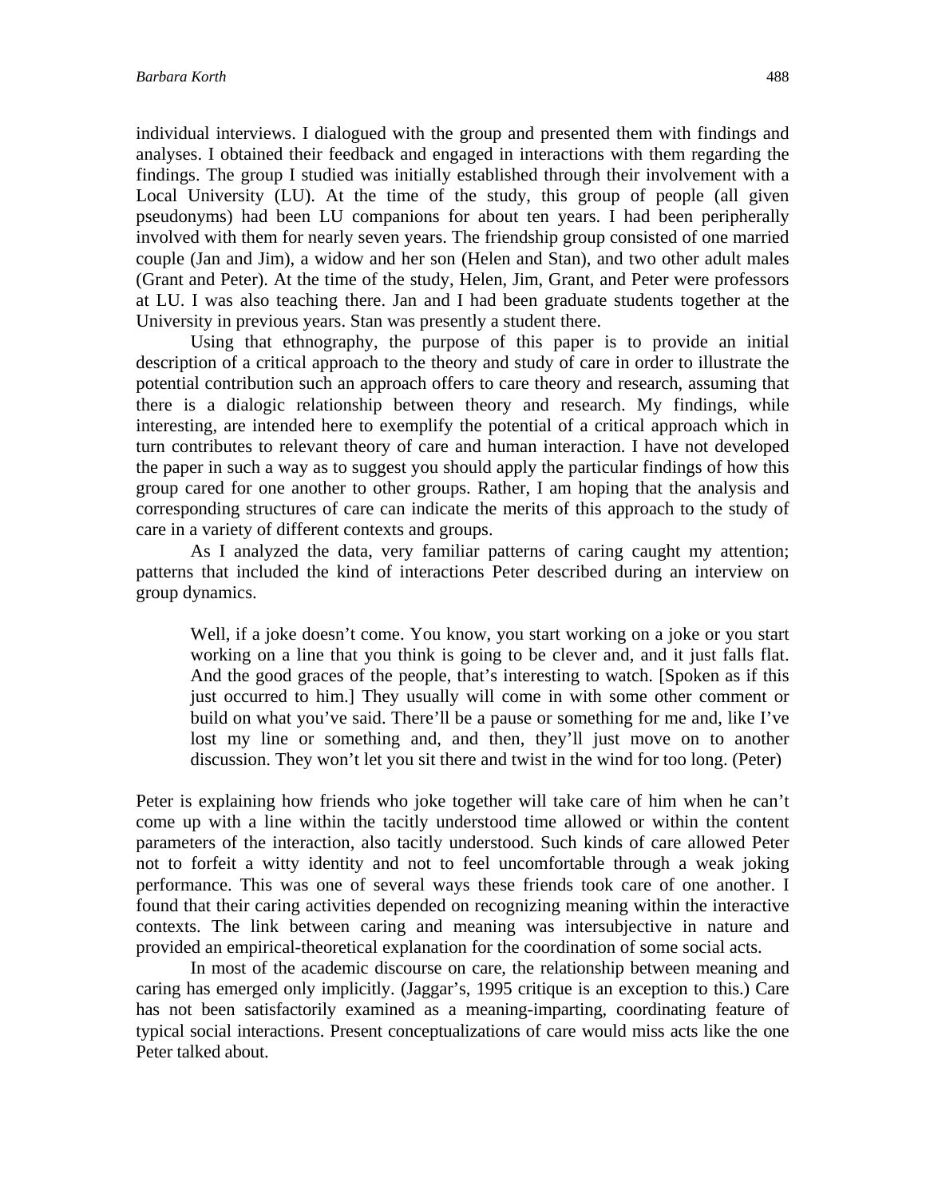individual interviews. I dialogued with the group and presented them with findings and analyses. I obtained their feedback and engaged in interactions with them regarding the findings. The group I studied was initially established through their involvement with a Local University (LU). At the time of the study, this group of people (all given pseudonyms) had been LU companions for about ten years. I had been peripherally involved with them for nearly seven years. The friendship group consisted of one married couple (Jan and Jim), a widow and her son (Helen and Stan), and two other adult males (Grant and Peter). At the time of the study, Helen, Jim, Grant, and Peter were professors at LU. I was also teaching there. Jan and I had been graduate students together at the University in previous years. Stan was presently a student there.

Using that ethnography, the purpose of this paper is to provide an initial description of a critical approach to the theory and study of care in order to illustrate the potential contribution such an approach offers to care theory and research, assuming that there is a dialogic relationship between theory and research. My findings, while interesting, are intended here to exemplify the potential of a critical approach which in turn contributes to relevant theory of care and human interaction. I have not developed the paper in such a way as to suggest you should apply the particular findings of how this group cared for one another to other groups. Rather, I am hoping that the analysis and corresponding structures of care can indicate the merits of this approach to the study of care in a variety of different contexts and groups.

As I analyzed the data, very familiar patterns of caring caught my attention; patterns that included the kind of interactions Peter described during an interview on group dynamics.

> Well, if a joke doesn't come. You know, you start working on a joke or you start working on a line that you think is going to be clever and, and it just falls flat. And the good graces of the people, that's interesting to watch. [Spoken as if this just occurred to him.] They usually will come in with some other comment or build on what you've said. There'll be a pause or something for me and, like I've lost my line or something and, and then, they'll just move on to another discussion. They won't let you sit there and twist in the wind for too long. (Peter)

Peter is explaining how friends who joke together will take care of him when he can't come up with a line within the tacitly understood time allowed or within the content parameters of the interaction, also tacitly understood. Such kinds of care allowed Peter not to forfeit a witty identity and not to feel uncomfortable through a weak joking performance. This was one of several ways these friends took care of one another. I found that their caring activities depended on recognizing meaning within the interactive contexts. The link between caring and meaning was intersubjective in nature and provided an empirical-theoretical explanation for the coordination of some social acts.

In most of the academic discourse on care, the relationship between meaning and caring has emerged only implicitly. (Jaggar's, 1995 critique is an exception to this.) Care has not been satisfactorily examined as a meaning-imparting, coordinating feature of typical social interactions. Present conceptualizations of care would miss acts like the one Peter talked about.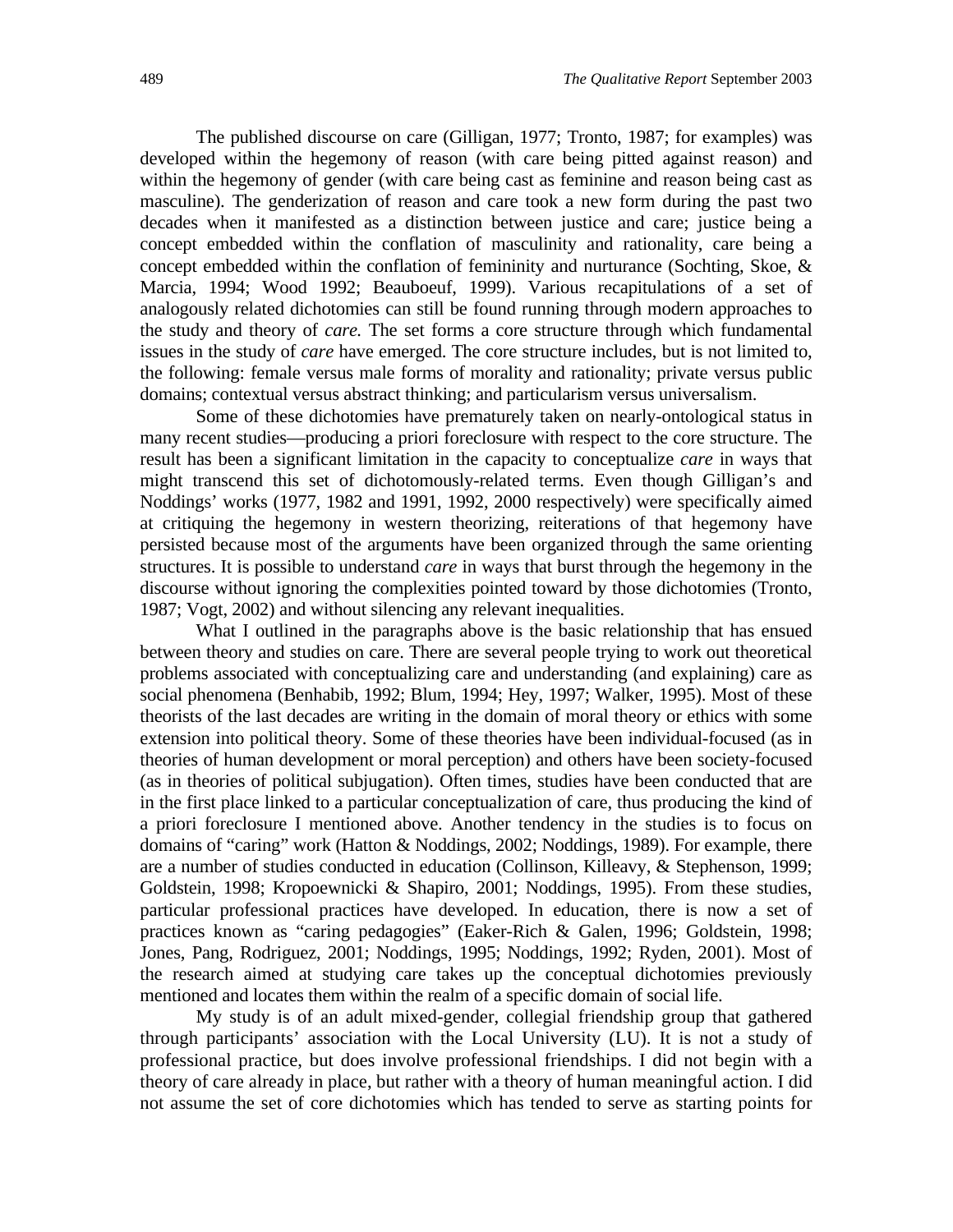The published discourse on care (Gilligan, 1977; Tronto, 1987; for examples) was developed within the hegemony of reason (with care being pitted against reason) and within the hegemony of gender (with care being cast as feminine and reason being cast as masculine). The genderization of reason and care took a new form during the past two decades when it manifested as a distinction between justice and care; justice being a concept embedded within the conflation of masculinity and rationality, care being a concept embedded within the conflation of femininity and nurturance (Sochting, Skoe, & Marcia, 1994; Wood 1992; Beauboeuf, 1999). Various recapitulations of a set of analogously related dichotomies can still be found running through modern approaches to the study and theory of *care.* The set forms a core structure through which fundamental issues in the study of *care* have emerged. The core structure includes, but is not limited to, the following: female versus male forms of morality and rationality; private versus public domains; contextual versus abstract thinking; and particularism versus universalism.

Some of these dichotomies have prematurely taken on nearly-ontological status in many recent studies—producing a priori foreclosure with respect to the core structure. The result has been a significant limitation in the capacity to conceptualize *care* in ways that might transcend this set of dichotomously-related terms. Even though Gilligan's and Noddings' works (1977, 1982 and 1991, 1992, 2000 respectively) were specifically aimed at critiquing the hegemony in western theorizing, reiterations of that hegemony have persisted because most of the arguments have been organized through the same orienting structures. It is possible to understand *care* in ways that burst through the hegemony in the discourse without ignoring the complexities pointed toward by those dichotomies (Tronto, 1987; Vogt, 2002) and without silencing any relevant inequalities.

What I outlined in the paragraphs above is the basic relationship that has ensued between theory and studies on care. There are several people trying to work out theoretical problems associated with conceptualizing care and understanding (and explaining) care as social phenomena (Benhabib, 1992; Blum, 1994; Hey, 1997; Walker, 1995). Most of these theorists of the last decades are writing in the domain of moral theory or ethics with some extension into political theory. Some of these theories have been individual-focused (as in theories of human development or moral perception) and others have been society-focused (as in theories of political subjugation). Often times, studies have been conducted that are in the first place linked to a particular conceptualization of care, thus producing the kind of a priori foreclosure I mentioned above. Another tendency in the studies is to focus on domains of "caring" work (Hatton & Noddings, 2002; Noddings, 1989). For example, there are a number of studies conducted in education (Collinson, Killeavy, & Stephenson, 1999; Goldstein, 1998; Kropoewnicki & Shapiro, 2001; Noddings, 1995). From these studies, particular professional practices have developed. In education, there is now a set of practices known as "caring pedagogies" (Eaker-Rich & Galen, 1996; Goldstein, 1998; Jones, Pang, Rodriguez, 2001; Noddings, 1995; Noddings, 1992; Ryden, 2001). Most of the research aimed at studying care takes up the conceptual dichotomies previously mentioned and locates them within the realm of a specific domain of social life.

My study is of an adult mixed-gender, collegial friendship group that gathered through participants' association with the Local University (LU). It is not a study of professional practice, but does involve professional friendships. I did not begin with a theory of care already in place, but rather with a theory of human meaningful action. I did not assume the set of core dichotomies which has tended to serve as starting points for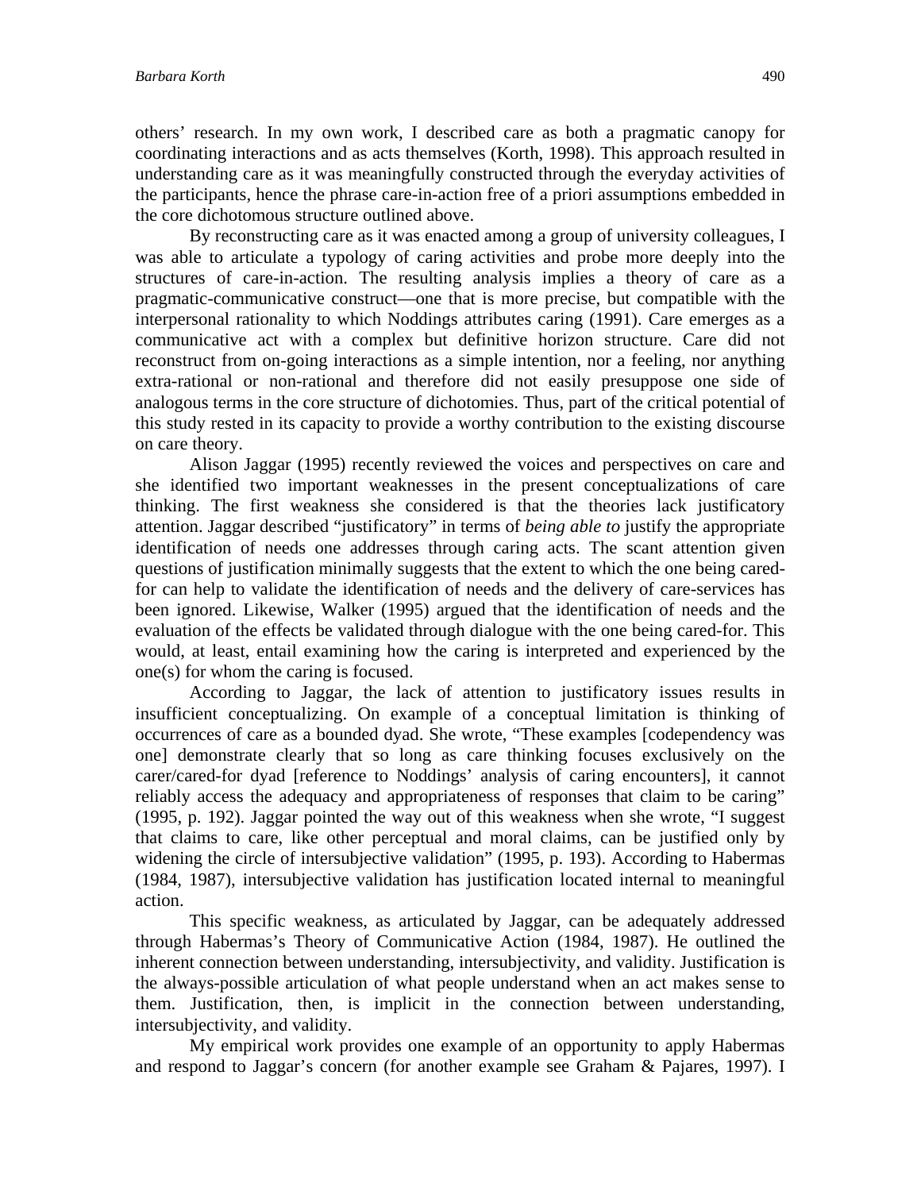others' research. In my own work, I described care as both a pragmatic canopy for coordinating interactions and as acts themselves (Korth, 1998). This approach resulted in understanding care as it was meaningfully constructed through the everyday activities of the participants, hence the phrase care-in-action free of a priori assumptions embedded in the core dichotomous structure outlined above.

By reconstructing care as it was enacted among a group of university colleagues, I was able to articulate a typology of caring activities and probe more deeply into the structures of care-in-action. The resulting analysis implies a theory of care as a pragmatic-communicative construct—one that is more precise, but compatible with the interpersonal rationality to which Noddings attributes caring (1991). Care emerges as a communicative act with a complex but definitive horizon structure. Care did not reconstruct from on-going interactions as a simple intention, nor a feeling, nor anything extra-rational or non-rational and therefore did not easily presuppose one side of analogous terms in the core structure of dichotomies. Thus, part of the critical potential of this study rested in its capacity to provide a worthy contribution to the existing discourse on care theory.

Alison Jaggar (1995) recently reviewed the voices and perspectives on care and she identified two important weaknesses in the present conceptualizations of care thinking. The first weakness she considered is that the theories lack justificatory attention. Jaggar described "justificatory" in terms of *being able to* justify the appropriate identification of needs one addresses through caring acts. The scant attention given questions of justification minimally suggests that the extent to which the one being cared-for can help to validate the identification of needs and the delivery of care-services has been ignored. Likewise, Walker (1995) argued that the identification of needs and the evaluation of the effects be validated through dialogue with the one being cared-for. This would, at least, entail examining how the caring is interpreted and experienced by the one(s) for whom the caring is focused.

According to Jaggar, the lack of attention to justificatory issues results in insufficient conceptualizing. On example of a conceptual limitation is thinking of occurrences of care as a bounded dyad. She wrote, "These examples [codependency was one] demonstrate clearly that so long as care thinking focuses exclusively on the carer/cared-for dyad [reference to Noddings' analysis of caring encounters], it cannot reliably access the adequacy and appropriateness of responses that claim to be caring" (1995, p. 192). Jaggar pointed the way out of this weakness when she wrote, "I suggest that claims to care, like other perceptual and moral claims, can be justified only by widening the circle of intersubjective validation" (1995, p. 193). According to Habermas (1984, 1987), intersubjective validation has justification located internal to meaningful action.

This specific weakness, as articulated by Jaggar, can be adequately addressed through Habermas's Theory of Communicative Action (1984, 1987). He outlined the inherent connection between understanding, intersubjectivity, and validity. Justification is the always-possible articulation of what people understand when an act makes sense to them. Justification, then, is implicit in the connection between understanding, intersubjectivity, and validity.

My empirical work provides one example of an opportunity to apply Habermas and respond to Jaggar's concern (for another example see Graham & Pajares, 1997). I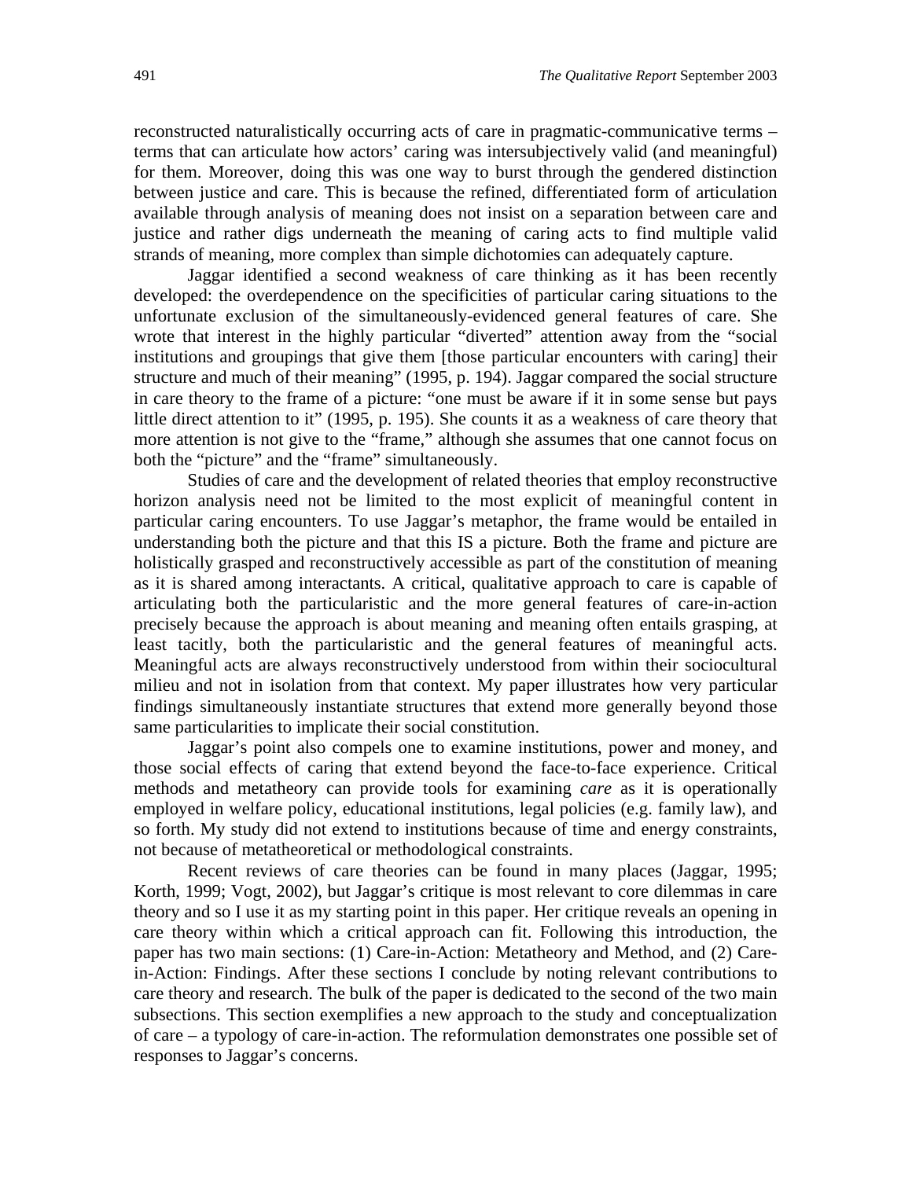reconstructed naturalistically occurring acts of care in pragmatic-communicative terms – terms that can articulate how actors' caring was intersubjectively valid (and meaningful) for them. Moreover, doing this was one way to burst through the gendered distinction between justice and care. This is because the refined, differentiated form of articulation available through analysis of meaning does not insist on a separation between care and justice and rather digs underneath the meaning of caring acts to find multiple valid strands of meaning, more complex than simple dichotomies can adequately capture.

Jaggar identified a second weakness of care thinking as it has been recently developed: the overdependence on the specificities of particular caring situations to the unfortunate exclusion of the simultaneously-evidenced general features of care. She wrote that interest in the highly particular "diverted" attention away from the "social institutions and groupings that give them [those particular encounters with caring] their structure and much of their meaning" (1995, p. 194). Jaggar compared the social structure in care theory to the frame of a picture: "one must be aware if it in some sense but pays little direct attention to it" (1995, p. 195). She counts it as a weakness of care theory that more attention is not give to the "frame," although she assumes that one cannot focus on both the "picture" and the "frame" simultaneously.

Studies of care and the development of related theories that employ reconstructive horizon analysis need not be limited to the most explicit of meaningful content in particular caring encounters. To use Jaggar's metaphor, the frame would be entailed in understanding both the picture and that this IS a picture. Both the frame and picture are holistically grasped and reconstructively accessible as part of the constitution of meaning as it is shared among interactants. A critical, qualitative approach to care is capable of articulating both the particularistic and the more general features of care-in-action precisely because the approach is about meaning and meaning often entails grasping, at least tacitly, both the particularistic and the general features of meaningful acts. Meaningful acts are always reconstructively understood from within their sociocultural milieu and not in isolation from that context. My paper illustrates how very particular findings simultaneously instantiate structures that extend more generally beyond those same particularities to implicate their social constitution.

Jaggar's point also compels one to examine institutions, power and money, and those social effects of caring that extend beyond the face-to-face experience. Critical methods and metatheory can provide tools for examining *care* as it is operationally employed in welfare policy, educational institutions, legal policies (e.g. family law), and so forth. My study did not extend to institutions because of time and energy constraints, not because of metatheoretical or methodological constraints.

Recent reviews of care theories can be found in many places (Jaggar, 1995; Korth, 1999; Vogt, 2002), but Jaggar's critique is most relevant to core dilemmas in care theory and so I use it as my starting point in this paper. Her critique reveals an opening in care theory within which a critical approach can fit. Following this introduction, the paper has two main sections: (1) Care-in-Action: Metatheory and Method, and (2) Care-in-Action: Findings. After these sections I conclude by noting relevant contributions to care theory and research. The bulk of the paper is dedicated to the second of the two main subsections. This section exemplifies a new approach to the study and conceptualization of care – a typology of care-in-action. The reformulation demonstrates one possible set of responses to Jaggar's concerns.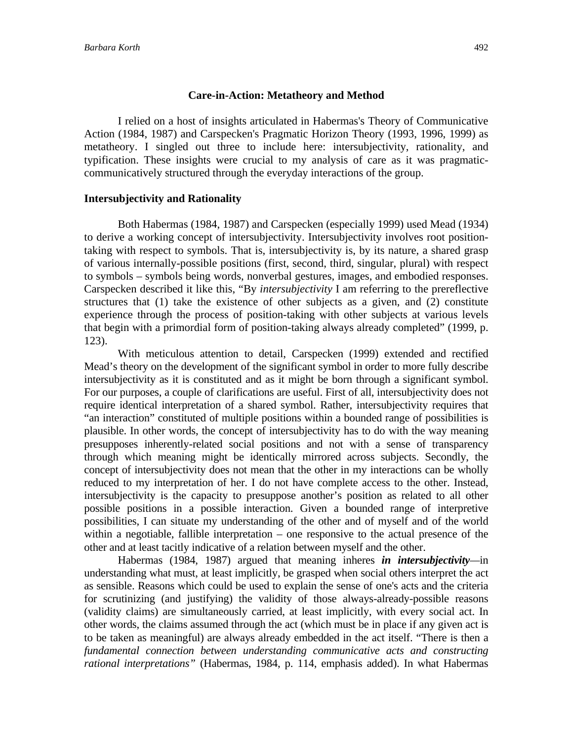## Care-in-Action: Metatheory and Method

I relied on a host of insights articulated in Habermas's Theory of Communicative Action (1984, 1987) and Carspecken's Pragmatic Horizon Theory (1993, 1996, 1999) as metatheory. I singled out three to include here: intersubjectivity, rationality, and typification. These insights were crucial to my analysis of care as it was pragmatic-communicatively structured through the everyday interactions of the group.

### Intersubjectivity and Rationality

Both Habermas (1984, 1987) and Carspecken (especially 1999) used Mead (1934) to derive a working concept of intersubjectivity. Intersubjectivity involves root position-taking with respect to symbols. That is, intersubjectivity is, by its nature, a shared grasp of various internally-possible positions (first, second, third, singular, plural) with respect to symbols – symbols being words, nonverbal gestures, images, and embodied responses. Carspecken described it like this, "By *intersubjectivity* I am referring to the prereflective structures that (1) take the existence of other subjects as a given, and (2) constitute experience through the process of position-taking with other subjects at various levels that begin with a primordial form of position-taking always already completed" (1999, p. 123).

With meticulous attention to detail, Carspecken (1999) extended and rectified Mead's theory on the development of the significant symbol in order to more fully describe intersubjectivity as it is constituted and as it might be born through a significant symbol. For our purposes, a couple of clarifications are useful. First of all, intersubjectivity does not require identical interpretation of a shared symbol. Rather, intersubjectivity requires that "an interaction" constituted of multiple positions within a bounded range of possibilities is plausible. In other words, the concept of intersubjectivity has to do with the way meaning presupposes inherently-related social positions and not with a sense of transparency through which meaning might be identically mirrored across subjects. Secondly, the concept of intersubjectivity does not mean that the other in my interactions can be wholly reduced to my interpretation of her. I do not have complete access to the other. Instead, intersubjectivity is the capacity to presuppose another's position as related to all other possible positions in a possible interaction. Given a bounded range of interpretive possibilities, I can situate my understanding of the other and of myself and of the world within a negotiable, fallible interpretation – one responsive to the actual presence of the other and at least tacitly indicative of a relation between myself and the other.

Habermas (1984, 1987) argued that meaning inheres ***in intersubjectivity***—in understanding what must, at least implicitly, be grasped when social others interpret the act as sensible. Reasons which could be used to explain the sense of one's acts and the criteria for scrutinizing (and justifying) the validity of those always-already-possible reasons (validity claims) are simultaneously carried, at least implicitly, with every social act. In other words, the claims assumed through the act (which must be in place if any given act is to be taken as meaningful) are always already embedded in the act itself. "There is then a *fundamental connection between understanding communicative acts and constructing rational interpretations*" (Habermas, 1984, p. 114, emphasis added). In what Habermas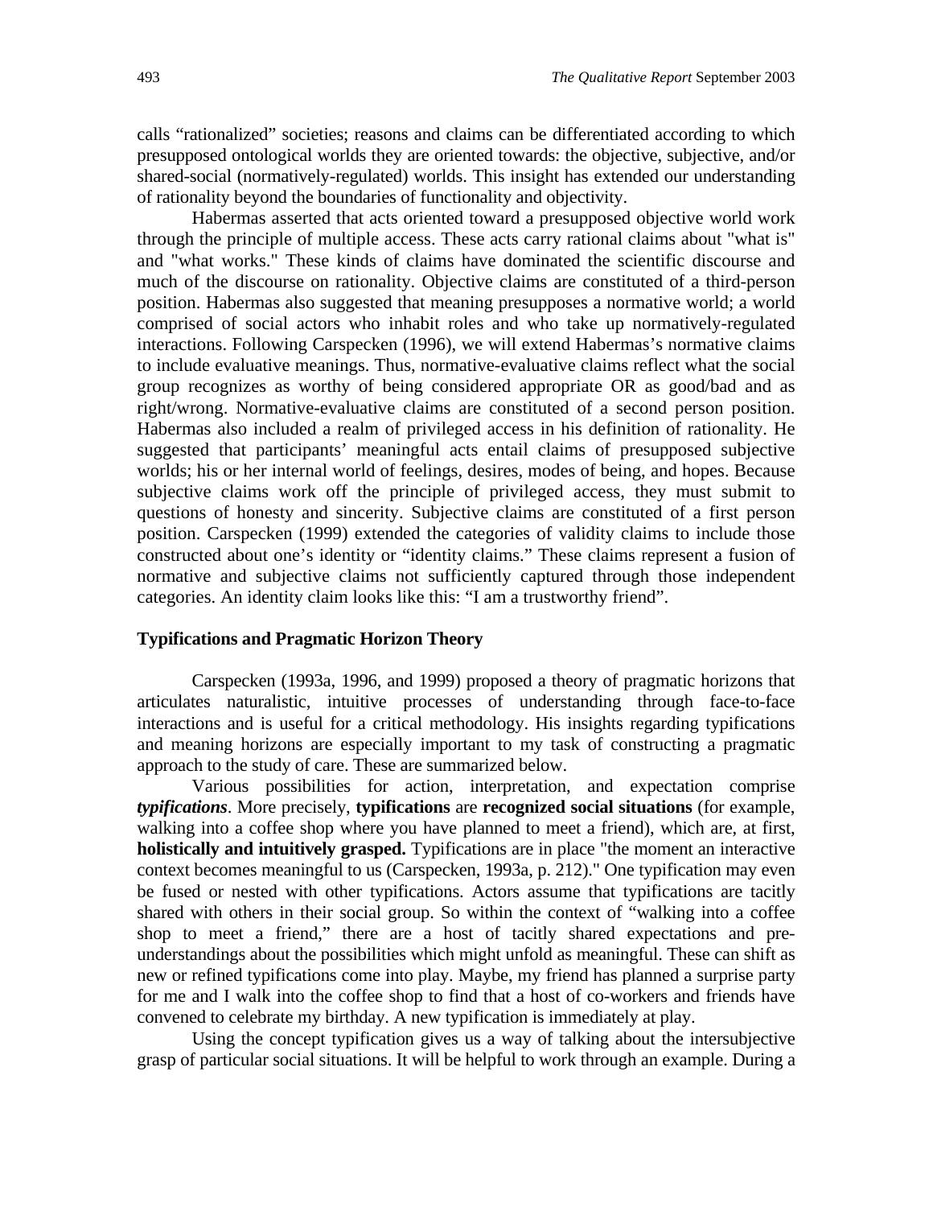calls "rationalized" societies; reasons and claims can be differentiated according to which presupposed ontological worlds they are oriented towards: the objective, subjective, and/or shared-social (normatively-regulated) worlds. This insight has extended our understanding of rationality beyond the boundaries of functionality and objectivity.

Habermas asserted that acts oriented toward a presupposed objective world work through the principle of multiple access. These acts carry rational claims about "what is" and "what works." These kinds of claims have dominated the scientific discourse and much of the discourse on rationality. Objective claims are constituted of a third-person position. Habermas also suggested that meaning presupposes a normative world; a world comprised of social actors who inhabit roles and who take up normatively-regulated interactions. Following Carspecken (1996), we will extend Habermas's normative claims to include evaluative meanings. Thus, normative-evaluative claims reflect what the social group recognizes as worthy of being considered appropriate OR as good/bad and as right/wrong. Normative-evaluative claims are constituted of a second person position. Habermas also included a realm of privileged access in his definition of rationality. He suggested that participants' meaningful acts entail claims of presupposed subjective worlds; his or her internal world of feelings, desires, modes of being, and hopes. Because subjective claims work off the principle of privileged access, they must submit to questions of honesty and sincerity. Subjective claims are constituted of a first person position. Carspecken (1999) extended the categories of validity claims to include those constructed about one's identity or "identity claims." These claims represent a fusion of normative and subjective claims not sufficiently captured through those independent categories. An identity claim looks like this: "I am a trustworthy friend".

### Typifications and Pragmatic Horizon Theory

Carspecken (1993a, 1996, and 1999) proposed a theory of pragmatic horizons that articulates naturalistic, intuitive processes of understanding through face-to-face interactions and is useful for a critical methodology. His insights regarding typifications and meaning horizons are especially important to my task of constructing a pragmatic approach to the study of care. These are summarized below.

Various possibilities for action, interpretation, and expectation comprise ***typifications***. More precisely, **typifications** are **recognized social situations** (for example, walking into a coffee shop where you have planned to meet a friend), which are, at first, **holistically and intuitively grasped.** Typifications are in place "the moment an interactive context becomes meaningful to us (Carspecken, 1993a, p. 212)." One typification may even be fused or nested with other typifications. Actors assume that typifications are tacitly shared with others in their social group. So within the context of "walking into a coffee shop to meet a friend," there are a host of tacitly shared expectations and pre-understandings about the possibilities which might unfold as meaningful. These can shift as new or refined typifications come into play. Maybe, my friend has planned a surprise party for me and I walk into the coffee shop to find that a host of co-workers and friends have convened to celebrate my birthday. A new typification is immediately at play.

Using the concept typification gives us a way of talking about the intersubjective grasp of particular social situations. It will be helpful to work through an example. During a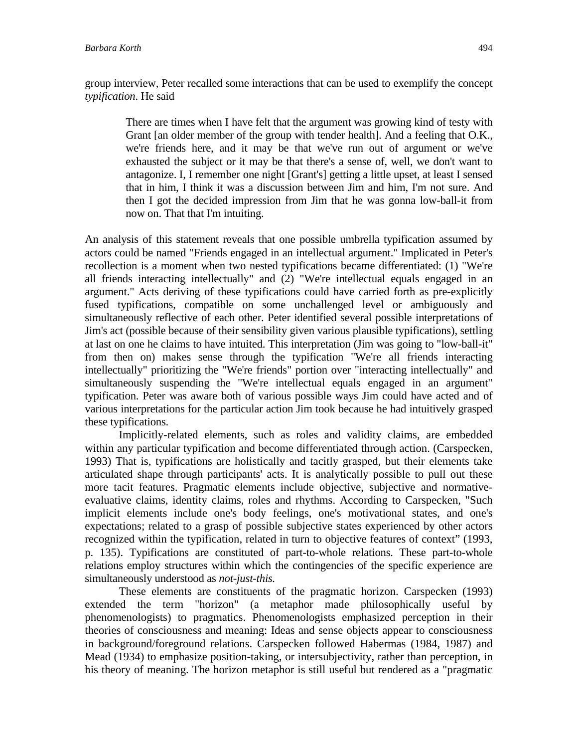group interview, Peter recalled some interactions that can be used to exemplify the concept *typification*. He said

> There are times when I have felt that the argument was growing kind of testy with Grant [an older member of the group with tender health]. And a feeling that O.K., we're friends here, and it may be that we've run out of argument or we've exhausted the subject or it may be that there's a sense of, well, we don't want to antagonize. I, I remember one night [Grant's] getting a little upset, at least I sensed that in him, I think it was a discussion between Jim and him, I'm not sure. And then I got the decided impression from Jim that he was gonna low-ball-it from now on. That that I'm intuiting.

An analysis of this statement reveals that one possible umbrella typification assumed by actors could be named "Friends engaged in an intellectual argument." Implicated in Peter's recollection is a moment when two nested typifications became differentiated: (1) "We're all friends interacting intellectually" and (2) "We're intellectual equals engaged in an argument." Acts deriving of these typifications could have carried forth as pre-explicitly fused typifications, compatible on some unchallenged level or ambiguously and simultaneously reflective of each other. Peter identified several possible interpretations of Jim's act (possible because of their sensibility given various plausible typifications), settling at last on one he claims to have intuited. This interpretation (Jim was going to "low-ball-it" from then on) makes sense through the typification "We're all friends interacting intellectually" prioritizing the "We're friends" portion over "interacting intellectually" and simultaneously suspending the "We're intellectual equals engaged in an argument" typification. Peter was aware both of various possible ways Jim could have acted and of various interpretations for the particular action Jim took because he had intuitively grasped these typifications.

Implicitly-related elements, such as roles and validity claims, are embedded within any particular typification and become differentiated through action. (Carspecken, 1993) That is, typifications are holistically and tacitly grasped, but their elements take articulated shape through participants' acts. It is analytically possible to pull out these more tacit features. Pragmatic elements include objective, subjective and normative-evaluative claims, identity claims, roles and rhythms. According to Carspecken, "Such implicit elements include one's body feelings, one's motivational states, and one's expectations; related to a grasp of possible subjective states experienced by other actors recognized within the typification, related in turn to objective features of context" (1993, p. 135). Typifications are constituted of part-to-whole relations. These part-to-whole relations employ structures within which the contingencies of the specific experience are simultaneously understood as *not-just-this.*

These elements are constituents of the pragmatic horizon. Carspecken (1993) extended the term "horizon" (a metaphor made philosophically useful by phenomenologists) to pragmatics. Phenomenologists emphasized perception in their theories of consciousness and meaning: Ideas and sense objects appear to consciousness in background/foreground relations. Carspecken followed Habermas (1984, 1987) and Mead (1934) to emphasize position-taking, or intersubjectivity, rather than perception, in his theory of meaning. The horizon metaphor is still useful but rendered as a "pragmatic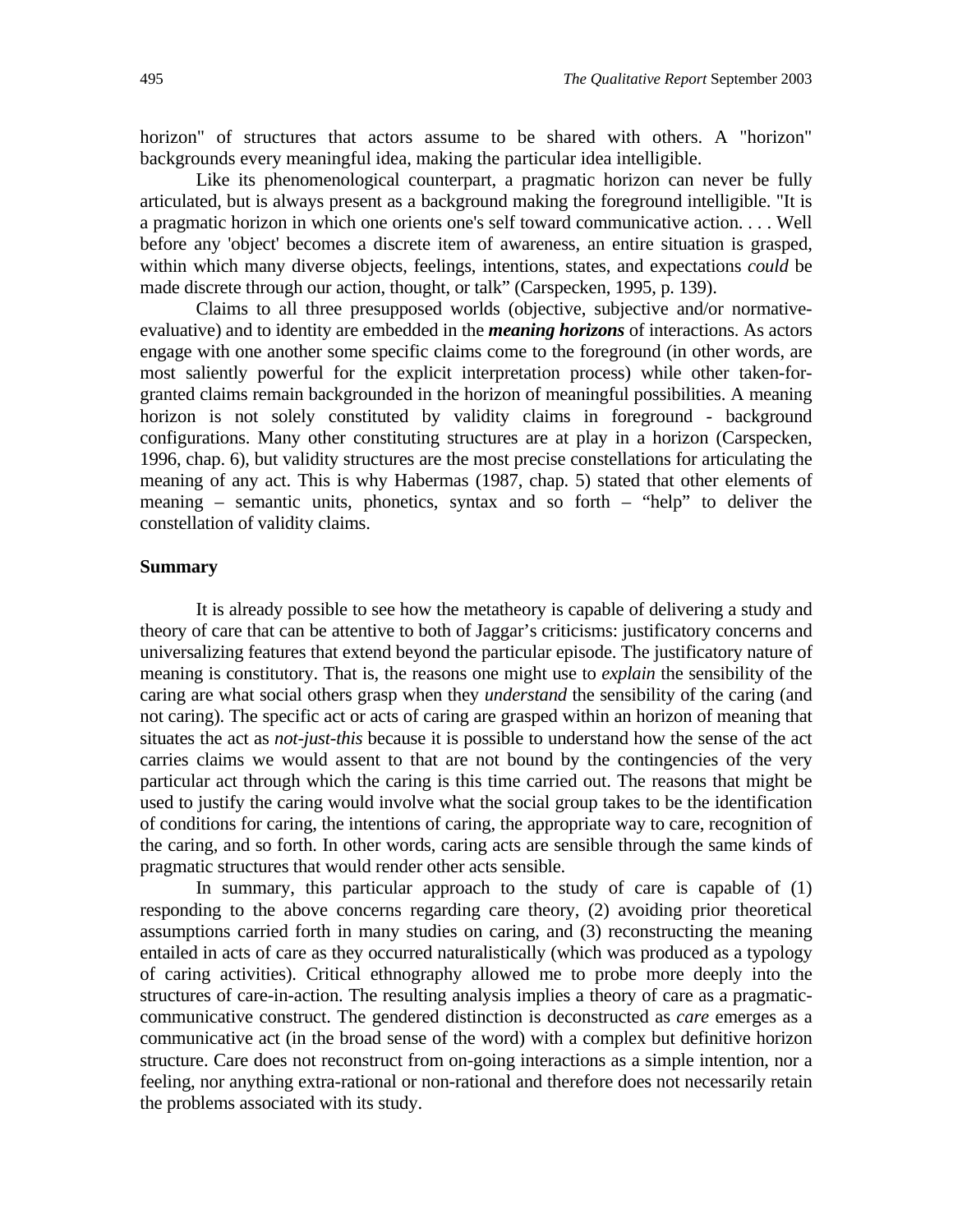horizon" of structures that actors assume to be shared with others. A "horizon" backgrounds every meaningful idea, making the particular idea intelligible.

Like its phenomenological counterpart, a pragmatic horizon can never be fully articulated, but is always present as a background making the foreground intelligible. "It is a pragmatic horizon in which one orients one's self toward communicative action. . . . Well before any 'object' becomes a discrete item of awareness, an entire situation is grasped, within which many diverse objects, feelings, intentions, states, and expectations *could* be made discrete through our action, thought, or talk" (Carspecken, 1995, p. 139).

Claims to all three presupposed worlds (objective, subjective and/or normative-evaluative) and to identity are embedded in the ***meaning horizons*** of interactions. As actors engage with one another some specific claims come to the foreground (in other words, are most saliently powerful for the explicit interpretation process) while other taken-for-granted claims remain backgrounded in the horizon of meaningful possibilities. A meaning horizon is not solely constituted by validity claims in foreground - background configurations. Many other constituting structures are at play in a horizon (Carspecken, 1996, chap. 6), but validity structures are the most precise constellations for articulating the meaning of any act. This is why Habermas (1987, chap. 5) stated that other elements of meaning – semantic units, phonetics, syntax and so forth – "help" to deliver the constellation of validity claims.

### Summary

It is already possible to see how the metatheory is capable of delivering a study and theory of care that can be attentive to both of Jaggar's criticisms: justificatory concerns and universalizing features that extend beyond the particular episode. The justificatory nature of meaning is constitutory. That is, the reasons one might use to *explain* the sensibility of the caring are what social others grasp when they *understand* the sensibility of the caring (and not caring). The specific act or acts of caring are grasped within an horizon of meaning that situates the act as *not-just-this* because it is possible to understand how the sense of the act carries claims we would assent to that are not bound by the contingencies of the very particular act through which the caring is this time carried out. The reasons that might be used to justify the caring would involve what the social group takes to be the identification of conditions for caring, the intentions of caring, the appropriate way to care, recognition of the caring, and so forth. In other words, caring acts are sensible through the same kinds of pragmatic structures that would render other acts sensible.

In summary, this particular approach to the study of care is capable of (1) responding to the above concerns regarding care theory, (2) avoiding prior theoretical assumptions carried forth in many studies on caring, and (3) reconstructing the meaning entailed in acts of care as they occurred naturalistically (which was produced as a typology of caring activities). Critical ethnography allowed me to probe more deeply into the structures of care-in-action. The resulting analysis implies a theory of care as a pragmatic-communicative construct. The gendered distinction is deconstructed as *care* emerges as a communicative act (in the broad sense of the word) with a complex but definitive horizon structure. Care does not reconstruct from on-going interactions as a simple intention, nor a feeling, nor anything extra-rational or non-rational and therefore does not necessarily retain the problems associated with its study.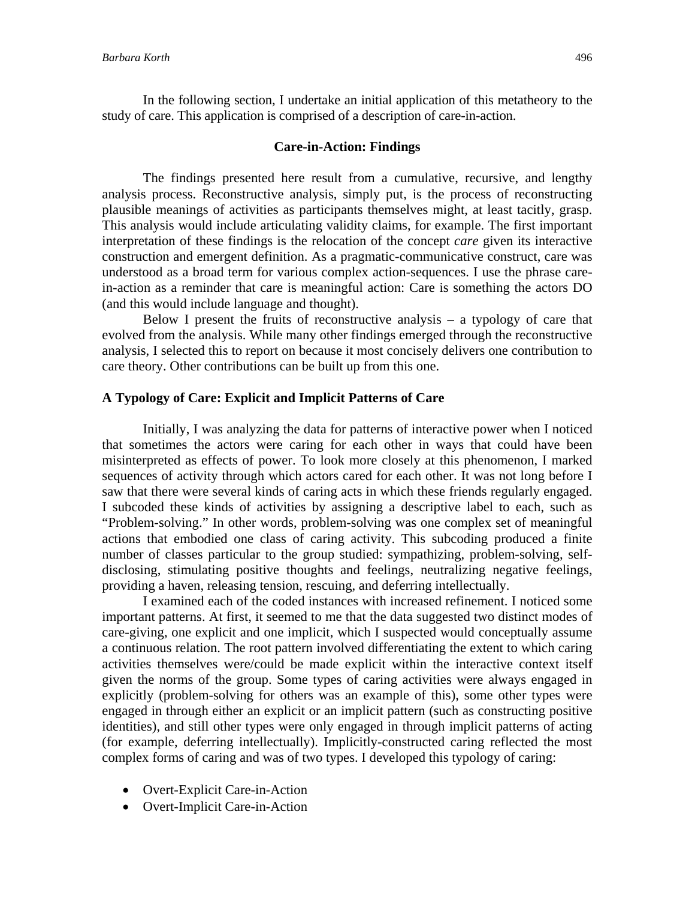In the following section, I undertake an initial application of this metatheory to the study of care. This application is comprised of a description of care-in-action.

## Care-in-Action: Findings

The findings presented here result from a cumulative, recursive, and lengthy analysis process. Reconstructive analysis, simply put, is the process of reconstructing plausible meanings of activities as participants themselves might, at least tacitly, grasp. This analysis would include articulating validity claims, for example. The first important interpretation of these findings is the relocation of the concept *care* given its interactive construction and emergent definition. As a pragmatic-communicative construct, care was understood as a broad term for various complex action-sequences. I use the phrase care-in-action as a reminder that care is meaningful action: Care is something the actors DO (and this would include language and thought).

Below I present the fruits of reconstructive analysis – a typology of care that evolved from the analysis. While many other findings emerged through the reconstructive analysis, I selected this to report on because it most concisely delivers one contribution to care theory. Other contributions can be built up from this one.

### A Typology of Care: Explicit and Implicit Patterns of Care

Initially, I was analyzing the data for patterns of interactive power when I noticed that sometimes the actors were caring for each other in ways that could have been misinterpreted as effects of power. To look more closely at this phenomenon, I marked sequences of activity through which actors cared for each other. It was not long before I saw that there were several kinds of caring acts in which these friends regularly engaged. I subcoded these kinds of activities by assigning a descriptive label to each, such as "Problem-solving." In other words, problem-solving was one complex set of meaningful actions that embodied one class of caring activity. This subcoding produced a finite number of classes particular to the group studied: sympathizing, problem-solving, self-disclosing, stimulating positive thoughts and feelings, neutralizing negative feelings, providing a haven, releasing tension, rescuing, and deferring intellectually.

I examined each of the coded instances with increased refinement. I noticed some important patterns. At first, it seemed to me that the data suggested two distinct modes of care-giving, one explicit and one implicit, which I suspected would conceptually assume a continuous relation. The root pattern involved differentiating the extent to which caring activities themselves were/could be made explicit within the interactive context itself given the norms of the group. Some types of caring activities were always engaged in explicitly (problem-solving for others was an example of this), some other types were engaged in through either an explicit or an implicit pattern (such as constructing positive identities), and still other types were only engaged in through implicit patterns of acting (for example, deferring intellectually). Implicitly-constructed caring reflected the most complex forms of caring and was of two types. I developed this typology of caring:

- Overt-Explicit Care-in-Action
- Overt-Implicit Care-in-Action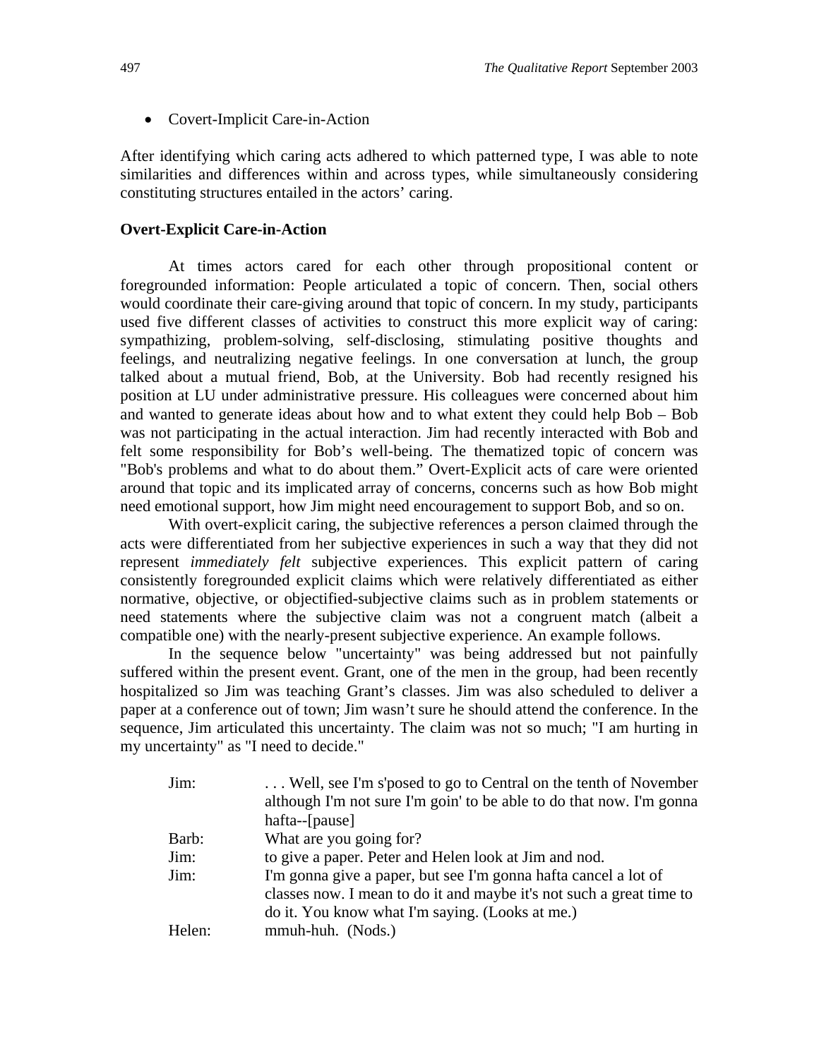- Covert-Implicit Care-in-Action

After identifying which caring acts adhered to which patterned type, I was able to note similarities and differences within and across types, while simultaneously considering constituting structures entailed in the actors' caring.

**Overt-Explicit Care-in-Action**

At times actors cared for each other through propositional content or foregrounded information: People articulated a topic of concern. Then, social others would coordinate their care-giving around that topic of concern. In my study, participants used five different classes of activities to construct this more explicit way of caring: sympathizing, problem-solving, self-disclosing, stimulating positive thoughts and feelings, and neutralizing negative feelings. In one conversation at lunch, the group talked about a mutual friend, Bob, at the University. Bob had recently resigned his position at LU under administrative pressure. His colleagues were concerned about him and wanted to generate ideas about how and to what extent they could help Bob – Bob was not participating in the actual interaction. Jim had recently interacted with Bob and felt some responsibility for Bob's well-being. The thematized topic of concern was "Bob's problems and what to do about them." Overt-Explicit acts of care were oriented around that topic and its implicated array of concerns, concerns such as how Bob might need emotional support, how Jim might need encouragement to support Bob, and so on.

With overt-explicit caring, the subjective references a person claimed through the acts were differentiated from her subjective experiences in such a way that they did not represent *immediately felt* subjective experiences. This explicit pattern of caring consistently foregrounded explicit claims which were relatively differentiated as either normative, objective, or objectified-subjective claims such as in problem statements or need statements where the subjective claim was not a congruent match (albeit a compatible one) with the nearly-present subjective experience. An example follows.

In the sequence below "uncertainty" was being addressed but not painfully suffered within the present event. Grant, one of the men in the group, had been recently hospitalized so Jim was teaching Grant's classes. Jim was also scheduled to deliver a paper at a conference out of town; Jim wasn't sure he should attend the conference. In the sequence, Jim articulated this uncertainty. The claim was not so much; "I am hurting in my uncertainty" as "I need to decide."

| | |
|---|---|
| Jim: | . . . Well, see I'm s'posed to go to Central on the tenth of November although I'm not sure I'm goin' to be able to do that now. I'm gonna hafta--[pause] |
| Barb: | What are you going for? |
| Jim: | to give a paper. Peter and Helen look at Jim and nod. |
| Jim: | I'm gonna give a paper, but see I'm gonna hafta cancel a lot of classes now. I mean to do it and maybe it's not such a great time to do it. You know what I'm saying. (Looks at me.) |
| Helen: | mmuh-huh. (Nods.) |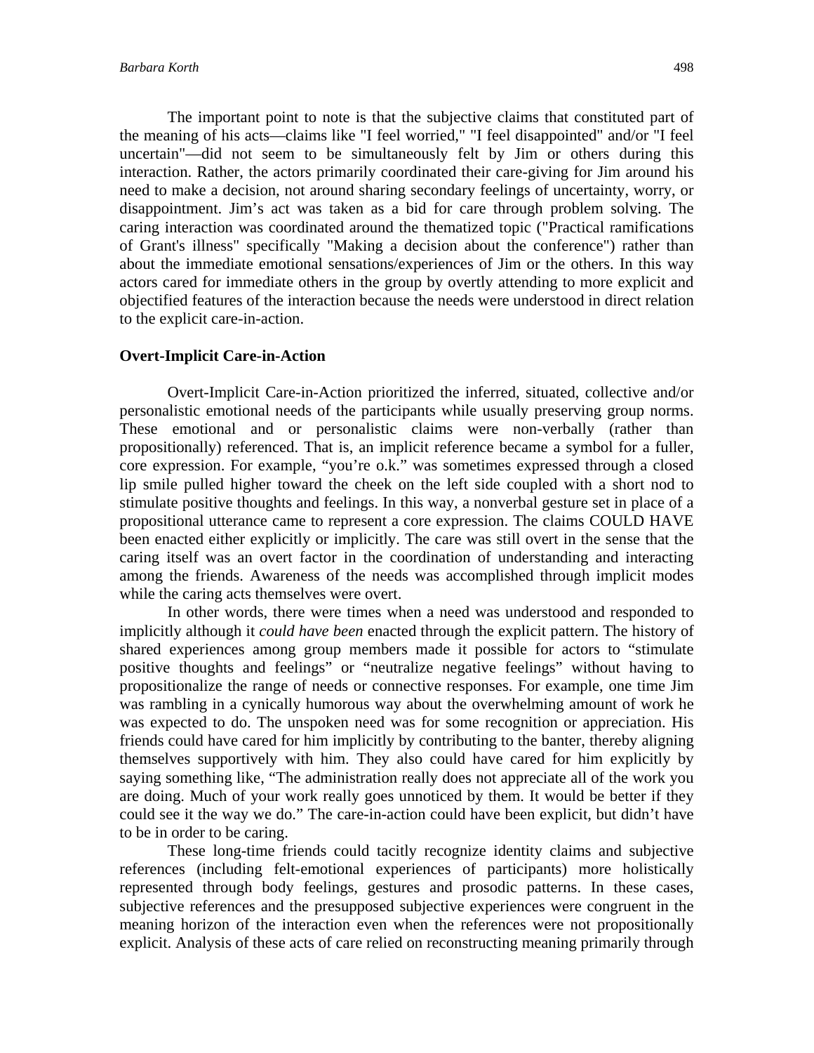The important point to note is that the subjective claims that constituted part of the meaning of his acts—claims like "I feel worried," "I feel disappointed" and/or "I feel uncertain"—did not seem to be simultaneously felt by Jim or others during this interaction. Rather, the actors primarily coordinated their care-giving for Jim around his need to make a decision, not around sharing secondary feelings of uncertainty, worry, or disappointment. Jim's act was taken as a bid for care through problem solving. The caring interaction was coordinated around the thematized topic ("Practical ramifications of Grant's illness" specifically "Making a decision about the conference") rather than about the immediate emotional sensations/experiences of Jim or the others. In this way actors cared for immediate others in the group by overtly attending to more explicit and objectified features of the interaction because the needs were understood in direct relation to the explicit care-in-action.

**Overt-Implicit Care-in-Action**

Overt-Implicit Care-in-Action prioritized the inferred, situated, collective and/or personalistic emotional needs of the participants while usually preserving group norms. These emotional and or personalistic claims were non-verbally (rather than propositionally) referenced. That is, an implicit reference became a symbol for a fuller, core expression. For example, "you're o.k." was sometimes expressed through a closed lip smile pulled higher toward the cheek on the left side coupled with a short nod to stimulate positive thoughts and feelings. In this way, a nonverbal gesture set in place of a propositional utterance came to represent a core expression. The claims COULD HAVE been enacted either explicitly or implicitly. The care was still overt in the sense that the caring itself was an overt factor in the coordination of understanding and interacting among the friends. Awareness of the needs was accomplished through implicit modes while the caring acts themselves were overt.

In other words, there were times when a need was understood and responded to implicitly although it *could have been* enacted through the explicit pattern. The history of shared experiences among group members made it possible for actors to "stimulate positive thoughts and feelings" or "neutralize negative feelings" without having to propositionalize the range of needs or connective responses. For example, one time Jim was rambling in a cynically humorous way about the overwhelming amount of work he was expected to do. The unspoken need was for some recognition or appreciation. His friends could have cared for him implicitly by contributing to the banter, thereby aligning themselves supportively with him. They also could have cared for him explicitly by saying something like, "The administration really does not appreciate all of the work you are doing. Much of your work really goes unnoticed by them. It would be better if they could see it the way we do." The care-in-action could have been explicit, but didn't have to be in order to be caring.

These long-time friends could tacitly recognize identity claims and subjective references (including felt-emotional experiences of participants) more holistically represented through body feelings, gestures and prosodic patterns. In these cases, subjective references and the presupposed subjective experiences were congruent in the meaning horizon of the interaction even when the references were not propositionally explicit. Analysis of these acts of care relied on reconstructing meaning primarily through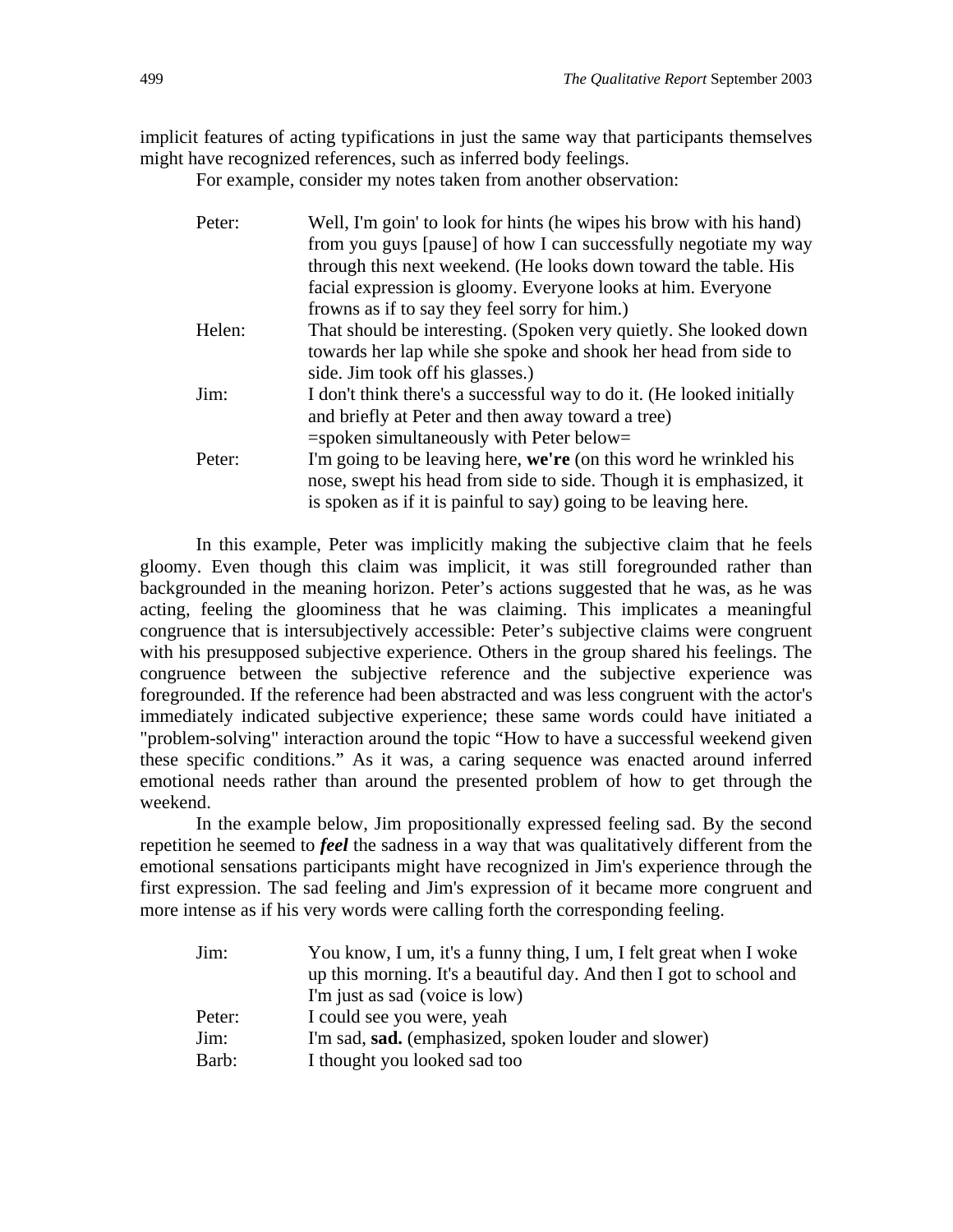implicit features of acting typifications in just the same way that participants themselves might have recognized references, such as inferred body feelings.

For example, consider my notes taken from another observation:

| | |
|---|---|
| Peter: | Well, I'm goin' to look for hints (he wipes his brow with his hand) from you guys [pause] of how I can successfully negotiate my way through this next weekend. (He looks down toward the table. His facial expression is gloomy. Everyone looks at him. Everyone frowns as if to say they feel sorry for him.) |
| Helen: | That should be interesting. (Spoken very quietly. She looked down towards her lap while she spoke and shook her head from side to side. Jim took off his glasses.) |
| Jim: | I don't think there's a successful way to do it. (He looked initially and briefly at Peter and then away toward a tree) =spoken simultaneously with Peter below= |
| Peter: | I'm going to be leaving here, **we're** (on this word he wrinkled his nose, swept his head from side to side. Though it is emphasized, it is spoken as if it is painful to say) going to be leaving here. |

In this example, Peter was implicitly making the subjective claim that he feels gloomy. Even though this claim was implicit, it was still foregrounded rather than backgrounded in the meaning horizon. Peter's actions suggested that he was, as he was acting, feeling the gloominess that he was claiming. This implicates a meaningful congruence that is intersubjectively accessible: Peter's subjective claims were congruent with his presupposed subjective experience. Others in the group shared his feelings. The congruence between the subjective reference and the subjective experience was foregrounded. If the reference had been abstracted and was less congruent with the actor's immediately indicated subjective experience; these same words could have initiated a "problem-solving" interaction around the topic "How to have a successful weekend given these specific conditions." As it was, a caring sequence was enacted around inferred emotional needs rather than around the presented problem of how to get through the weekend.

In the example below, Jim propositionally expressed feeling sad. By the second repetition he seemed to ***feel*** the sadness in a way that was qualitatively different from the emotional sensations participants might have recognized in Jim's experience through the first expression. The sad feeling and Jim's expression of it became more congruent and more intense as if his very words were calling forth the corresponding feeling.

| | |
|---|---|
| Jim: | You know, I um, it's a funny thing, I um, I felt great when I woke up this morning. It's a beautiful day. And then I got to school and I'm just as sad (voice is low) |
| Peter: | I could see you were, yeah |
| Jim: | I'm sad, **sad.** (emphasized, spoken louder and slower) |
| Barb: | I thought you looked sad too |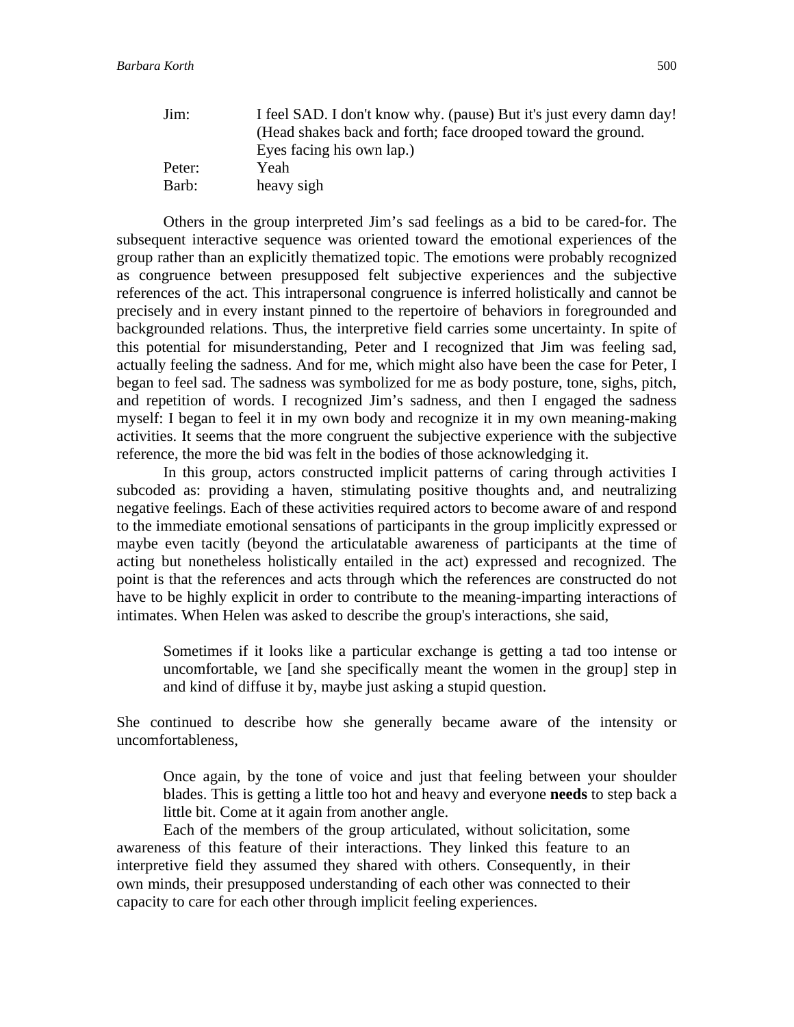| | |
|---|---|
| Jim: | I feel SAD. I don't know why. (pause) But it's just every damn day! (Head shakes back and forth; face drooped toward the ground. Eyes facing his own lap.) |
| Peter: | Yeah |
| Barb: | heavy sigh |

Others in the group interpreted Jim's sad feelings as a bid to be cared-for. The subsequent interactive sequence was oriented toward the emotional experiences of the group rather than an explicitly thematized topic. The emotions were probably recognized as congruence between presupposed felt subjective experiences and the subjective references of the act. This intrapersonal congruence is inferred holistically and cannot be precisely and in every instant pinned to the repertoire of behaviors in foregrounded and backgrounded relations. Thus, the interpretive field carries some uncertainty. In spite of this potential for misunderstanding, Peter and I recognized that Jim was feeling sad, actually feeling the sadness. And for me, which might also have been the case for Peter, I began to feel sad. The sadness was symbolized for me as body posture, tone, sighs, pitch, and repetition of words. I recognized Jim's sadness, and then I engaged the sadness myself: I began to feel it in my own body and recognize it in my own meaning-making activities. It seems that the more congruent the subjective experience with the subjective reference, the more the bid was felt in the bodies of those acknowledging it.

In this group, actors constructed implicit patterns of caring through activities I subcoded as: providing a haven, stimulating positive thoughts and, and neutralizing negative feelings. Each of these activities required actors to become aware of and respond to the immediate emotional sensations of participants in the group implicitly expressed or maybe even tacitly (beyond the articulatable awareness of participants at the time of acting but nonetheless holistically entailed in the act) expressed and recognized. The point is that the references and acts through which the references are constructed do not have to be highly explicit in order to contribute to the meaning-imparting interactions of intimates. When Helen was asked to describe the group's interactions, she said,

> Sometimes if it looks like a particular exchange is getting a tad too intense or uncomfortable, we [and she specifically meant the women in the group] step in and kind of diffuse it by, maybe just asking a stupid question.

She continued to describe how she generally became aware of the intensity or uncomfortableness,

> Once again, by the tone of voice and just that feeling between your shoulder blades. This is getting a little too hot and heavy and everyone **needs** to step back a little bit. Come at it again from another angle.

Each of the members of the group articulated, without solicitation, some awareness of this feature of their interactions. They linked this feature to an interpretive field they assumed they shared with others. Consequently, in their own minds, their presupposed understanding of each other was connected to their capacity to care for each other through implicit feeling experiences.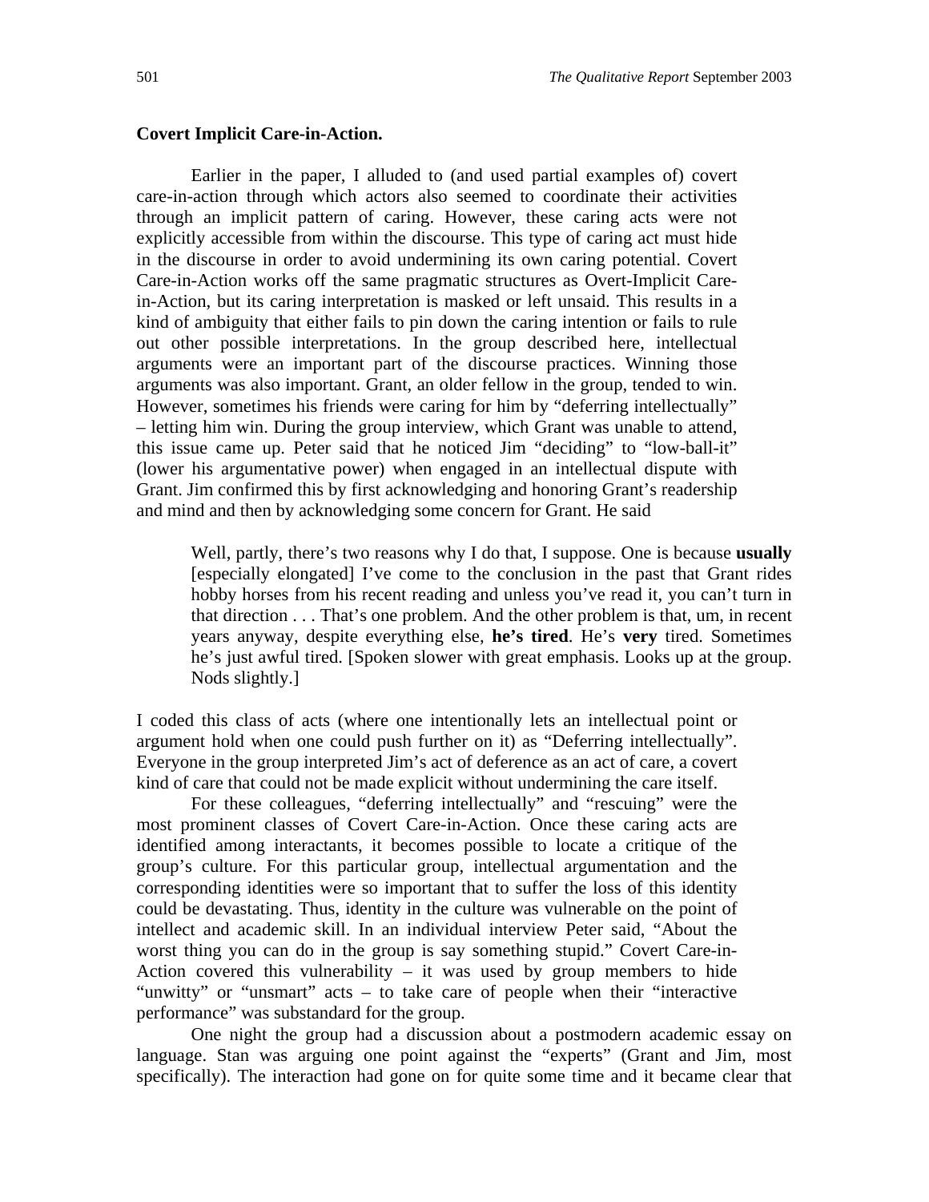**Covert Implicit Care-in-Action.**

Earlier in the paper, I alluded to (and used partial examples of) covert care-in-action through which actors also seemed to coordinate their activities through an implicit pattern of caring. However, these caring acts were not explicitly accessible from within the discourse. This type of caring act must hide in the discourse in order to avoid undermining its own caring potential. Covert Care-in-Action works off the same pragmatic structures as Overt-Implicit Care-in-Action, but its caring interpretation is masked or left unsaid. This results in a kind of ambiguity that either fails to pin down the caring intention or fails to rule out other possible interpretations. In the group described here, intellectual arguments were an important part of the discourse practices. Winning those arguments was also important. Grant, an older fellow in the group, tended to win. However, sometimes his friends were caring for him by "deferring intellectually" – letting him win. During the group interview, which Grant was unable to attend, this issue came up. Peter said that he noticed Jim "deciding" to "low-ball-it" (lower his argumentative power) when engaged in an intellectual dispute with Grant. Jim confirmed this by first acknowledging and honoring Grant's readership and mind and then by acknowledging some concern for Grant. He said

> Well, partly, there's two reasons why I do that, I suppose. One is because **usually** [especially elongated] I've come to the conclusion in the past that Grant rides hobby horses from his recent reading and unless you've read it, you can't turn in that direction . . . That's one problem. And the other problem is that, um, in recent years anyway, despite everything else, **he's tired**. He's **very** tired. Sometimes he's just awful tired. [Spoken slower with great emphasis. Looks up at the group. Nods slightly.]

I coded this class of acts (where one intentionally lets an intellectual point or argument hold when one could push further on it) as "Deferring intellectually". Everyone in the group interpreted Jim's act of deference as an act of care, a covert kind of care that could not be made explicit without undermining the care itself.

For these colleagues, "deferring intellectually" and "rescuing" were the most prominent classes of Covert Care-in-Action. Once these caring acts are identified among interactants, it becomes possible to locate a critique of the group's culture. For this particular group, intellectual argumentation and the corresponding identities were so important that to suffer the loss of this identity could be devastating. Thus, identity in the culture was vulnerable on the point of intellect and academic skill. In an individual interview Peter said, "About the worst thing you can do in the group is say something stupid." Covert Care-in-Action covered this vulnerability – it was used by group members to hide "unwitty" or "unsmart" acts – to take care of people when their "interactive performance" was substandard for the group.

One night the group had a discussion about a postmodern academic essay on language. Stan was arguing one point against the "experts" (Grant and Jim, most specifically). The interaction had gone on for quite some time and it became clear that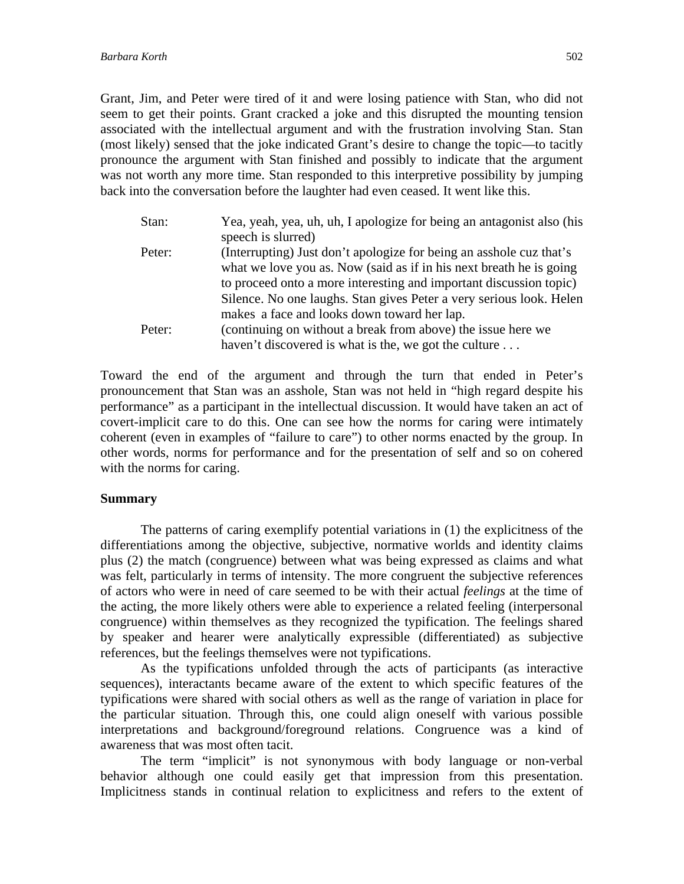Grant, Jim, and Peter were tired of it and were losing patience with Stan, who did not seem to get their points. Grant cracked a joke and this disrupted the mounting tension associated with the intellectual argument and with the frustration involving Stan. Stan (most likely) sensed that the joke indicated Grant's desire to change the topic—to tacitly pronounce the argument with Stan finished and possibly to indicate that the argument was not worth any more time. Stan responded to this interpretive possibility by jumping back into the conversation before the laughter had even ceased. It went like this.

| | |
|---|---|
| Stan: | Yea, yeah, yea, uh, uh, I apologize for being an antagonist also (his speech is slurred) |
| Peter: | (Interrupting) Just don't apologize for being an asshole cuz that's what we love you as. Now (said as if in his next breath he is going to proceed onto a more interesting and important discussion topic) Silence. No one laughs. Stan gives Peter a very serious look. Helen makes a face and looks down toward her lap. |
| Peter: | (continuing on without a break from above) the issue here we haven't discovered is what is the, we got the culture . . . |

Toward the end of the argument and through the turn that ended in Peter's pronouncement that Stan was an asshole, Stan was not held in "high regard despite his performance" as a participant in the intellectual discussion. It would have taken an act of covert-implicit care to do this. One can see how the norms for caring were intimately coherent (even in examples of "failure to care") to other norms enacted by the group. In other words, norms for performance and for the presentation of self and so on cohered with the norms for caring.

**Summary**

The patterns of caring exemplify potential variations in (1) the explicitness of the differentiations among the objective, subjective, normative worlds and identity claims plus (2) the match (congruence) between what was being expressed as claims and what was felt, particularly in terms of intensity. The more congruent the subjective references of actors who were in need of care seemed to be with their actual *feelings* at the time of the acting, the more likely others were able to experience a related feeling (interpersonal congruence) within themselves as they recognized the typification. The feelings shared by speaker and hearer were analytically expressible (differentiated) as subjective references, but the feelings themselves were not typifications.

As the typifications unfolded through the acts of participants (as interactive sequences), interactants became aware of the extent to which specific features of the typifications were shared with social others as well as the range of variation in place for the particular situation. Through this, one could align oneself with various possible interpretations and background/foreground relations. Congruence was a kind of awareness that was most often tacit.

The term "implicit" is not synonymous with body language or non-verbal behavior although one could easily get that impression from this presentation. Implicitness stands in continual relation to explicitness and refers to the extent of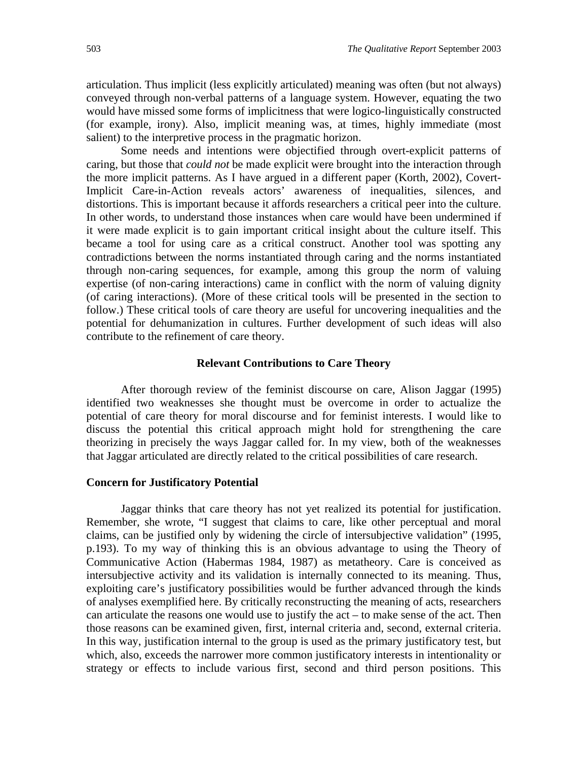articulation. Thus implicit (less explicitly articulated) meaning was often (but not always) conveyed through non-verbal patterns of a language system. However, equating the two would have missed some forms of implicitness that were logico-linguistically constructed (for example, irony). Also, implicit meaning was, at times, highly immediate (most salient) to the interpretive process in the pragmatic horizon.

Some needs and intentions were objectified through overt-explicit patterns of caring, but those that *could not* be made explicit were brought into the interaction through the more implicit patterns. As I have argued in a different paper (Korth, 2002), Covert-Implicit Care-in-Action reveals actors' awareness of inequalities, silences, and distortions. This is important because it affords researchers a critical peer into the culture. In other words, to understand those instances when care would have been undermined if it were made explicit is to gain important critical insight about the culture itself. This became a tool for using care as a critical construct. Another tool was spotting any contradictions between the norms instantiated through caring and the norms instantiated through non-caring sequences, for example, among this group the norm of valuing expertise (of non-caring interactions) came in conflict with the norm of valuing dignity (of caring interactions). (More of these critical tools will be presented in the section to follow.) These critical tools of care theory are useful for uncovering inequalities and the potential for dehumanization in cultures. Further development of such ideas will also contribute to the refinement of care theory.

## Relevant Contributions to Care Theory

After thorough review of the feminist discourse on care, Alison Jaggar (1995) identified two weaknesses she thought must be overcome in order to actualize the potential of care theory for moral discourse and for feminist interests. I would like to discuss the potential this critical approach might hold for strengthening the care theorizing in precisely the ways Jaggar called for. In my view, both of the weaknesses that Jaggar articulated are directly related to the critical possibilities of care research.

### Concern for Justificatory Potential

Jaggar thinks that care theory has not yet realized its potential for justification. Remember, she wrote, "I suggest that claims to care, like other perceptual and moral claims, can be justified only by widening the circle of intersubjective validation" (1995, p.193). To my way of thinking this is an obvious advantage to using the Theory of Communicative Action (Habermas 1984, 1987) as metatheory. Care is conceived as intersubjective activity and its validation is internally connected to its meaning. Thus, exploiting care's justificatory possibilities would be further advanced through the kinds of analyses exemplified here. By critically reconstructing the meaning of acts, researchers can articulate the reasons one would use to justify the act – to make sense of the act. Then those reasons can be examined given, first, internal criteria and, second, external criteria. In this way, justification internal to the group is used as the primary justificatory test, but which, also, exceeds the narrower more common justificatory interests in intentionality or strategy or effects to include various first, second and third person positions. This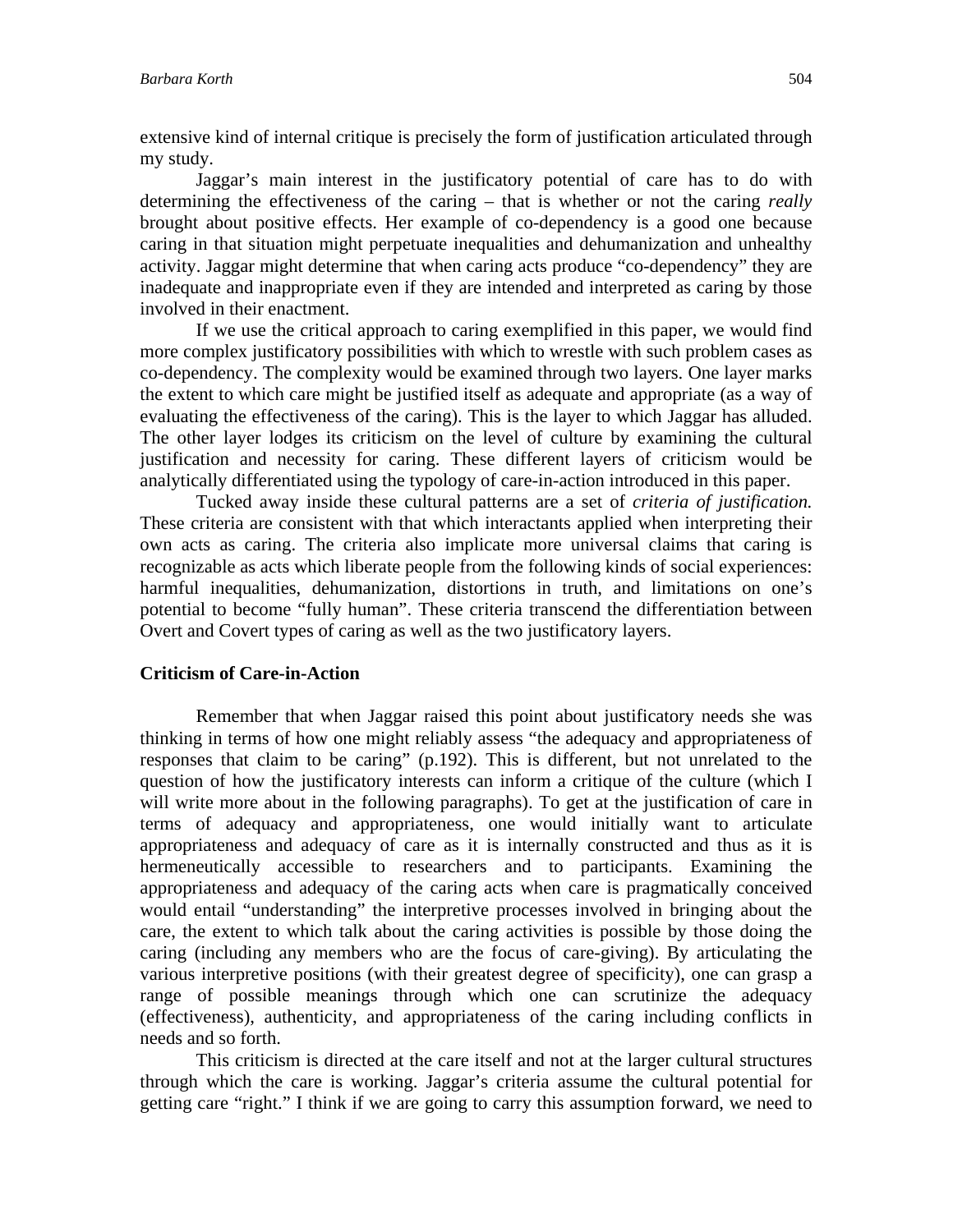extensive kind of internal critique is precisely the form of justification articulated through my study.

Jaggar's main interest in the justificatory potential of care has to do with determining the effectiveness of the caring – that is whether or not the caring *really* brought about positive effects. Her example of co-dependency is a good one because caring in that situation might perpetuate inequalities and dehumanization and unhealthy activity. Jaggar might determine that when caring acts produce "co-dependency" they are inadequate and inappropriate even if they are intended and interpreted as caring by those involved in their enactment.

If we use the critical approach to caring exemplified in this paper, we would find more complex justificatory possibilities with which to wrestle with such problem cases as co-dependency. The complexity would be examined through two layers. One layer marks the extent to which care might be justified itself as adequate and appropriate (as a way of evaluating the effectiveness of the caring). This is the layer to which Jaggar has alluded. The other layer lodges its criticism on the level of culture by examining the cultural justification and necessity for caring. These different layers of criticism would be analytically differentiated using the typology of care-in-action introduced in this paper.

Tucked away inside these cultural patterns are a set of *criteria of justification.* These criteria are consistent with that which interactants applied when interpreting their own acts as caring. The criteria also implicate more universal claims that caring is recognizable as acts which liberate people from the following kinds of social experiences: harmful inequalities, dehumanization, distortions in truth, and limitations on one's potential to become "fully human". These criteria transcend the differentiation between Overt and Covert types of caring as well as the two justificatory layers.

## Criticism of Care-in-Action

Remember that when Jaggar raised this point about justificatory needs she was thinking in terms of how one might reliably assess "the adequacy and appropriateness of responses that claim to be caring" (p.192). This is different, but not unrelated to the question of how the justificatory interests can inform a critique of the culture (which I will write more about in the following paragraphs). To get at the justification of care in terms of adequacy and appropriateness, one would initially want to articulate appropriateness and adequacy of care as it is internally constructed and thus as it is hermeneutically accessible to researchers and to participants. Examining the appropriateness and adequacy of the caring acts when care is pragmatically conceived would entail "understanding" the interpretive processes involved in bringing about the care, the extent to which talk about the caring activities is possible by those doing the caring (including any members who are the focus of care-giving). By articulating the various interpretive positions (with their greatest degree of specificity), one can grasp a range of possible meanings through which one can scrutinize the adequacy (effectiveness), authenticity, and appropriateness of the caring including conflicts in needs and so forth.

This criticism is directed at the care itself and not at the larger cultural structures through which the care is working. Jaggar's criteria assume the cultural potential for getting care "right." I think if we are going to carry this assumption forward, we need to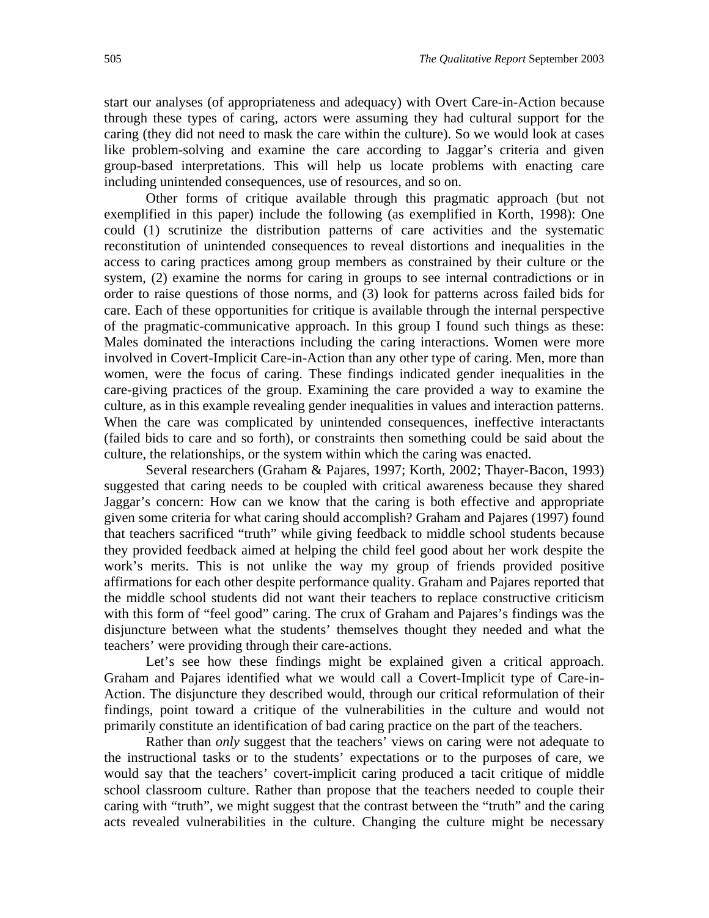start our analyses (of appropriateness and adequacy) with Overt Care-in-Action because through these types of caring, actors were assuming they had cultural support for the caring (they did not need to mask the care within the culture). So we would look at cases like problem-solving and examine the care according to Jaggar's criteria and given group-based interpretations. This will help us locate problems with enacting care including unintended consequences, use of resources, and so on.

Other forms of critique available through this pragmatic approach (but not exemplified in this paper) include the following (as exemplified in Korth, 1998): One could (1) scrutinize the distribution patterns of care activities and the systematic reconstitution of unintended consequences to reveal distortions and inequalities in the access to caring practices among group members as constrained by their culture or the system, (2) examine the norms for caring in groups to see internal contradictions or in order to raise questions of those norms, and (3) look for patterns across failed bids for care. Each of these opportunities for critique is available through the internal perspective of the pragmatic-communicative approach. In this group I found such things as these: Males dominated the interactions including the caring interactions. Women were more involved in Covert-Implicit Care-in-Action than any other type of caring. Men, more than women, were the focus of caring. These findings indicated gender inequalities in the care-giving practices of the group. Examining the care provided a way to examine the culture, as in this example revealing gender inequalities in values and interaction patterns. When the care was complicated by unintended consequences, ineffective interactants (failed bids to care and so forth), or constraints then something could be said about the culture, the relationships, or the system within which the caring was enacted.

Several researchers (Graham & Pajares, 1997; Korth, 2002; Thayer-Bacon, 1993) suggested that caring needs to be coupled with critical awareness because they shared Jaggar's concern: How can we know that the caring is both effective and appropriate given some criteria for what caring should accomplish? Graham and Pajares (1997) found that teachers sacrificed "truth" while giving feedback to middle school students because they provided feedback aimed at helping the child feel good about her work despite the work's merits. This is not unlike the way my group of friends provided positive affirmations for each other despite performance quality. Graham and Pajares reported that the middle school students did not want their teachers to replace constructive criticism with this form of "feel good" caring. The crux of Graham and Pajares's findings was the disjuncture between what the students' themselves thought they needed and what the teachers' were providing through their care-actions.

Let's see how these findings might be explained given a critical approach. Graham and Pajares identified what we would call a Covert-Implicit type of Care-in-Action. The disjuncture they described would, through our critical reformulation of their findings, point toward a critique of the vulnerabilities in the culture and would not primarily constitute an identification of bad caring practice on the part of the teachers.

Rather than *only* suggest that the teachers' views on caring were not adequate to the instructional tasks or to the students' expectations or to the purposes of care, we would say that the teachers' covert-implicit caring produced a tacit critique of middle school classroom culture. Rather than propose that the teachers needed to couple their caring with "truth", we might suggest that the contrast between the "truth" and the caring acts revealed vulnerabilities in the culture. Changing the culture might be necessary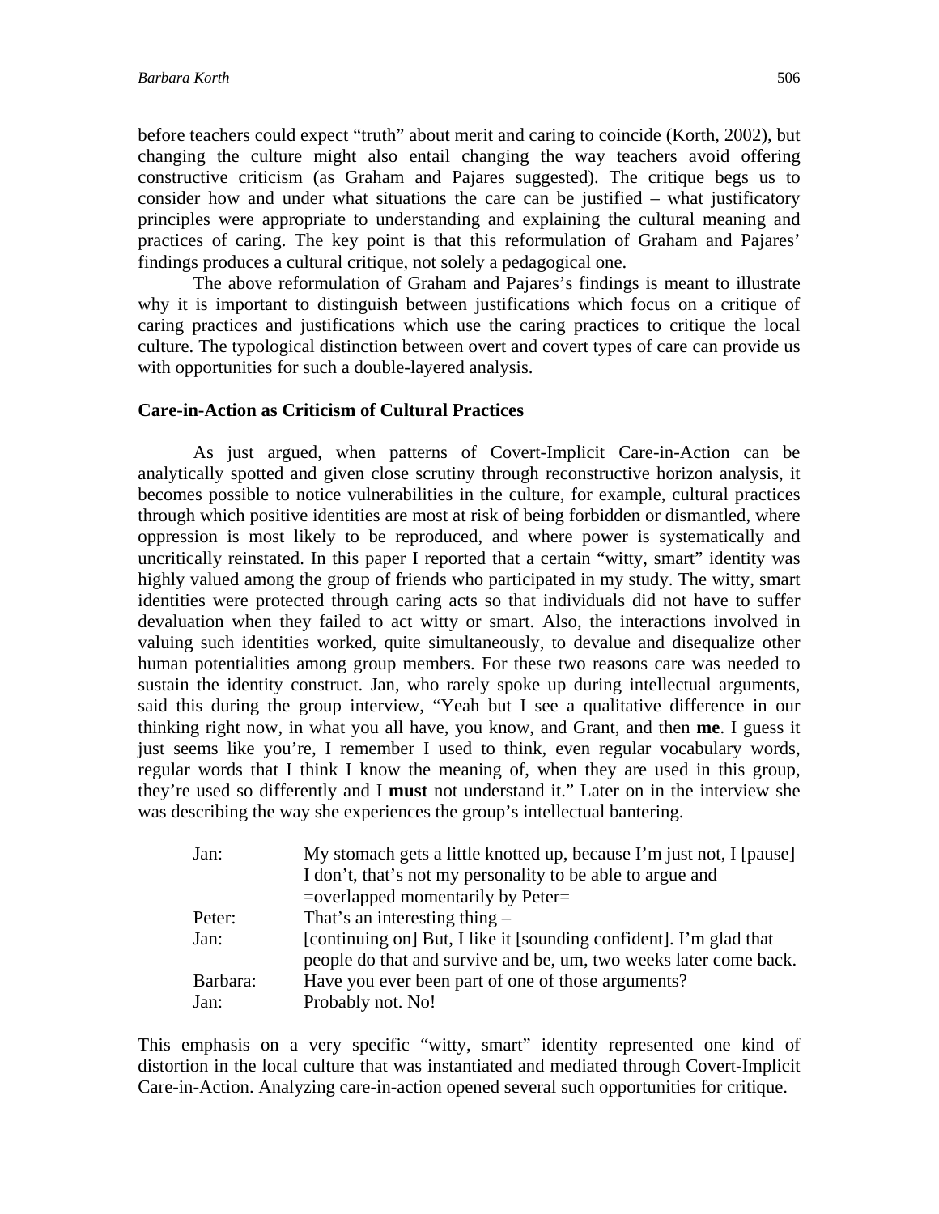before teachers could expect "truth" about merit and caring to coincide (Korth, 2002), but changing the culture might also entail changing the way teachers avoid offering constructive criticism (as Graham and Pajares suggested). The critique begs us to consider how and under what situations the care can be justified – what justificatory principles were appropriate to understanding and explaining the cultural meaning and practices of caring. The key point is that this reformulation of Graham and Pajares' findings produces a cultural critique, not solely a pedagogical one.

The above reformulation of Graham and Pajares's findings is meant to illustrate why it is important to distinguish between justifications which focus on a critique of caring practices and justifications which use the caring practices to critique the local culture. The typological distinction between overt and covert types of care can provide us with opportunities for such a double-layered analysis.

**Care-in-Action as Criticism of Cultural Practices**

As just argued, when patterns of Covert-Implicit Care-in-Action can be analytically spotted and given close scrutiny through reconstructive horizon analysis, it becomes possible to notice vulnerabilities in the culture, for example, cultural practices through which positive identities are most at risk of being forbidden or dismantled, where oppression is most likely to be reproduced, and where power is systematically and uncritically reinstated. In this paper I reported that a certain "witty, smart" identity was highly valued among the group of friends who participated in my study. The witty, smart identities were protected through caring acts so that individuals did not have to suffer devaluation when they failed to act witty or smart. Also, the interactions involved in valuing such identities worked, quite simultaneously, to devalue and disequalize other human potentialities among group members. For these two reasons care was needed to sustain the identity construct. Jan, who rarely spoke up during intellectual arguments, said this during the group interview, "Yeah but I see a qualitative difference in our thinking right now, in what you all have, you know, and Grant, and then **me**. I guess it just seems like you're, I remember I used to think, even regular vocabulary words, regular words that I think I know the meaning of, when they are used in this group, they're used so differently and I **must** not understand it." Later on in the interview she was describing the way she experiences the group's intellectual bantering.

| | |
|---|---|
| Jan: | My stomach gets a little knotted up, because I'm just not, I [pause] I don't, that's not my personality to be able to argue and =overlapped momentarily by Peter= |
| Peter: | That's an interesting thing – |
| Jan: | [continuing on] But, I like it [sounding confident]. I'm glad that people do that and survive and be, um, two weeks later come back. |
| Barbara: | Have you ever been part of one of those arguments? |
| Jan: | Probably not. No! |

This emphasis on a very specific "witty, smart" identity represented one kind of distortion in the local culture that was instantiated and mediated through Covert-Implicit Care-in-Action. Analyzing care-in-action opened several such opportunities for critique.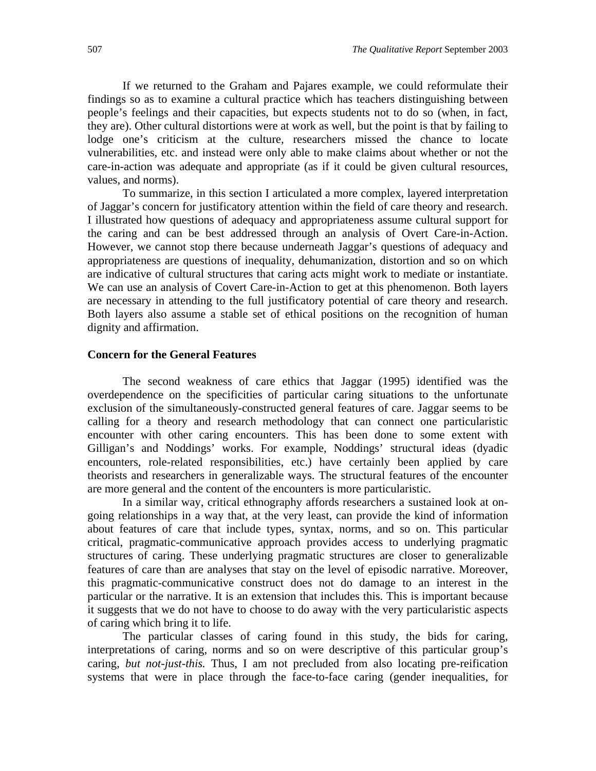If we returned to the Graham and Pajares example, we could reformulate their findings so as to examine a cultural practice which has teachers distinguishing between people's feelings and their capacities, but expects students not to do so (when, in fact, they are). Other cultural distortions were at work as well, but the point is that by failing to lodge one's criticism at the culture, researchers missed the chance to locate vulnerabilities, etc. and instead were only able to make claims about whether or not the care-in-action was adequate and appropriate (as if it could be given cultural resources, values, and norms).

To summarize, in this section I articulated a more complex, layered interpretation of Jaggar's concern for justificatory attention within the field of care theory and research. I illustrated how questions of adequacy and appropriateness assume cultural support for the caring and can be best addressed through an analysis of Overt Care-in-Action. However, we cannot stop there because underneath Jaggar's questions of adequacy and appropriateness are questions of inequality, dehumanization, distortion and so on which are indicative of cultural structures that caring acts might work to mediate or instantiate. We can use an analysis of Covert Care-in-Action to get at this phenomenon. Both layers are necessary in attending to the full justificatory potential of care theory and research. Both layers also assume a stable set of ethical positions on the recognition of human dignity and affirmation.

### Concern for the General Features

The second weakness of care ethics that Jaggar (1995) identified was the overdependence on the specificities of particular caring situations to the unfortunate exclusion of the simultaneously-constructed general features of care. Jaggar seems to be calling for a theory and research methodology that can connect one particularistic encounter with other caring encounters. This has been done to some extent with Gilligan's and Noddings' works. For example, Noddings' structural ideas (dyadic encounters, role-related responsibilities, etc.) have certainly been applied by care theorists and researchers in generalizable ways. The structural features of the encounter are more general and the content of the encounters is more particularistic.

In a similar way, critical ethnography affords researchers a sustained look at on-going relationships in a way that, at the very least, can provide the kind of information about features of care that include types, syntax, norms, and so on. This particular critical, pragmatic-communicative approach provides access to underlying pragmatic structures of caring. These underlying pragmatic structures are closer to generalizable features of care than are analyses that stay on the level of episodic narrative. Moreover, this pragmatic-communicative construct does not do damage to an interest in the particular or the narrative. It is an extension that includes this. This is important because it suggests that we do not have to choose to do away with the very particularistic aspects of caring which bring it to life.

The particular classes of caring found in this study, the bids for caring, interpretations of caring, norms and so on were descriptive of this particular group's caring, *but not-just-this.* Thus, I am not precluded from also locating pre-reification systems that were in place through the face-to-face caring (gender inequalities, for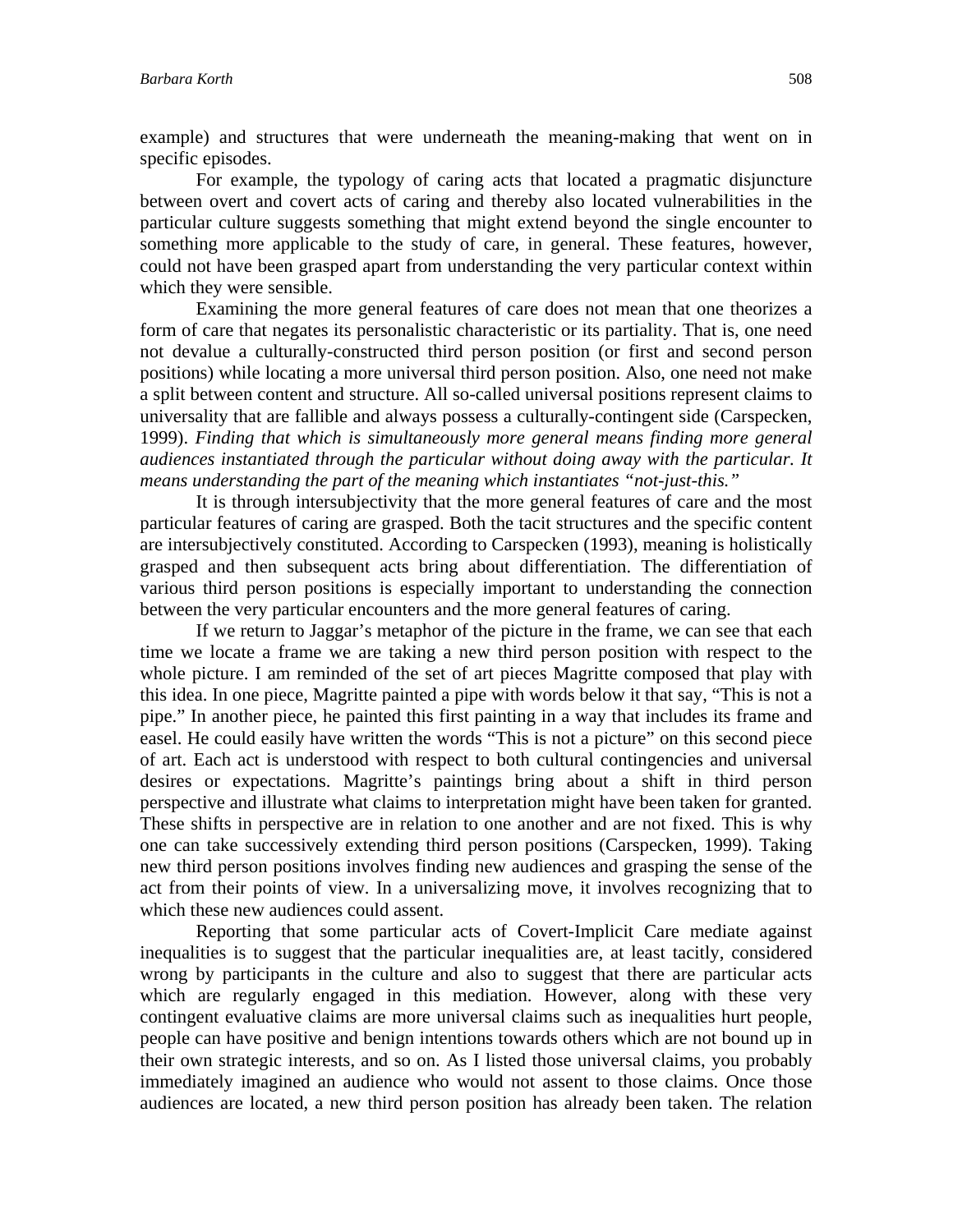example) and structures that were underneath the meaning-making that went on in specific episodes.

For example, the typology of caring acts that located a pragmatic disjuncture between overt and covert acts of caring and thereby also located vulnerabilities in the particular culture suggests something that might extend beyond the single encounter to something more applicable to the study of care, in general. These features, however, could not have been grasped apart from understanding the very particular context within which they were sensible.

Examining the more general features of care does not mean that one theorizes a form of care that negates its personalistic characteristic or its partiality. That is, one need not devalue a culturally-constructed third person position (or first and second person positions) while locating a more universal third person position. Also, one need not make a split between content and structure. All so-called universal positions represent claims to universality that are fallible and always possess a culturally-contingent side (Carspecken, 1999). *Finding that which is simultaneously more general means finding more general audiences instantiated through the particular without doing away with the particular. It means understanding the part of the meaning which instantiates "not-just-this."*

It is through intersubjectivity that the more general features of care and the most particular features of caring are grasped. Both the tacit structures and the specific content are intersubjectively constituted. According to Carspecken (1993), meaning is holistically grasped and then subsequent acts bring about differentiation. The differentiation of various third person positions is especially important to understanding the connection between the very particular encounters and the more general features of caring.

If we return to Jaggar's metaphor of the picture in the frame, we can see that each time we locate a frame we are taking a new third person position with respect to the whole picture. I am reminded of the set of art pieces Magritte composed that play with this idea. In one piece, Magritte painted a pipe with words below it that say, "This is not a pipe." In another piece, he painted this first painting in a way that includes its frame and easel. He could easily have written the words "This is not a picture" on this second piece of art. Each act is understood with respect to both cultural contingencies and universal desires or expectations. Magritte's paintings bring about a shift in third person perspective and illustrate what claims to interpretation might have been taken for granted. These shifts in perspective are in relation to one another and are not fixed. This is why one can take successively extending third person positions (Carspecken, 1999). Taking new third person positions involves finding new audiences and grasping the sense of the act from their points of view. In a universalizing move, it involves recognizing that to which these new audiences could assent.

Reporting that some particular acts of Covert-Implicit Care mediate against inequalities is to suggest that the particular inequalities are, at least tacitly, considered wrong by participants in the culture and also to suggest that there are particular acts which are regularly engaged in this mediation. However, along with these very contingent evaluative claims are more universal claims such as inequalities hurt people, people can have positive and benign intentions towards others which are not bound up in their own strategic interests, and so on. As I listed those universal claims, you probably immediately imagined an audience who would not assent to those claims. Once those audiences are located, a new third person position has already been taken. The relation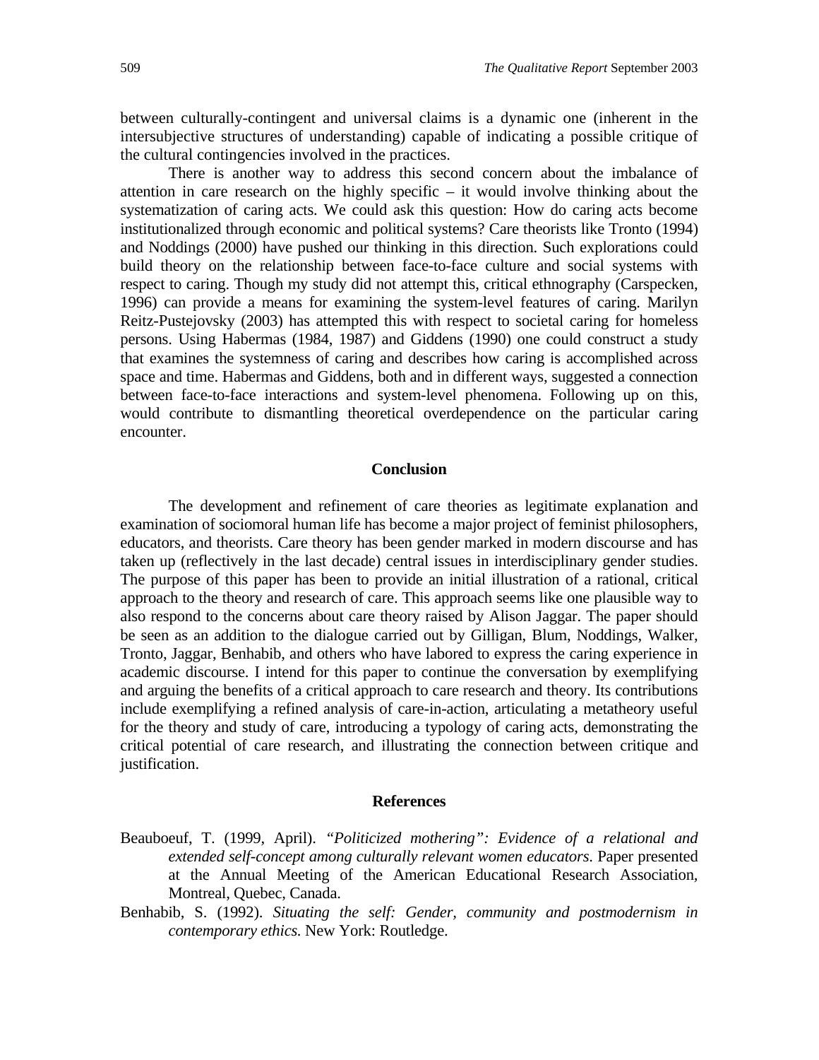between culturally-contingent and universal claims is a dynamic one (inherent in the intersubjective structures of understanding) capable of indicating a possible critique of the cultural contingencies involved in the practices.

There is another way to address this second concern about the imbalance of attention in care research on the highly specific – it would involve thinking about the systematization of caring acts. We could ask this question: How do caring acts become institutionalized through economic and political systems? Care theorists like Tronto (1994) and Noddings (2000) have pushed our thinking in this direction. Such explorations could build theory on the relationship between face-to-face culture and social systems with respect to caring. Though my study did not attempt this, critical ethnography (Carspecken, 1996) can provide a means for examining the system-level features of caring. Marilyn Reitz-Pustejovsky (2003) has attempted this with respect to societal caring for homeless persons. Using Habermas (1984, 1987) and Giddens (1990) one could construct a study that examines the systemness of caring and describes how caring is accomplished across space and time. Habermas and Giddens, both and in different ways, suggested a connection between face-to-face interactions and system-level phenomena. Following up on this, would contribute to dismantling theoretical overdependence on the particular caring encounter.

## Conclusion

The development and refinement of care theories as legitimate explanation and examination of sociomoral human life has become a major project of feminist philosophers, educators, and theorists. Care theory has been gender marked in modern discourse and has taken up (reflectively in the last decade) central issues in interdisciplinary gender studies. The purpose of this paper has been to provide an initial illustration of a rational, critical approach to the theory and research of care. This approach seems like one plausible way to also respond to the concerns about care theory raised by Alison Jaggar. The paper should be seen as an addition to the dialogue carried out by Gilligan, Blum, Noddings, Walker, Tronto, Jaggar, Benhabib, and others who have labored to express the caring experience in academic discourse. I intend for this paper to continue the conversation by exemplifying and arguing the benefits of a critical approach to care research and theory. Its contributions include exemplifying a refined analysis of care-in-action, articulating a metatheory useful for the theory and study of care, introducing a typology of caring acts, demonstrating the critical potential of care research, and illustrating the connection between critique and justification.

## References

Beauboeuf, T. (1999, April). *"Politicized mothering": Evidence of a relational and extended self-concept among culturally relevant women educators*. Paper presented at the Annual Meeting of the American Educational Research Association, Montreal, Quebec, Canada.

Benhabib, S. (1992). *Situating the self: Gender, community and postmodernism in contemporary ethics.* New York: Routledge.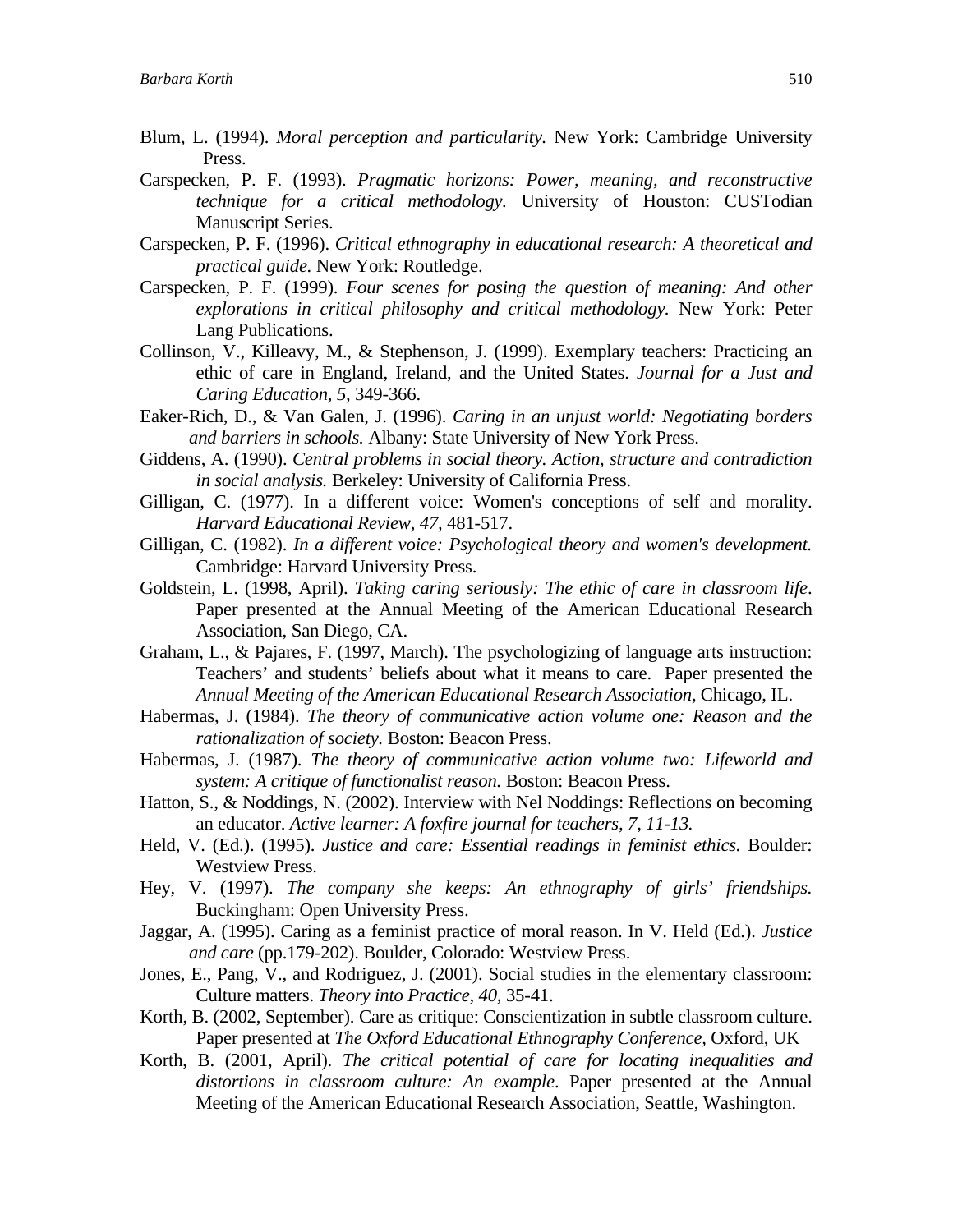Blum, L. (1994). *Moral perception and particularity.* New York: Cambridge University Press.

Carspecken, P. F. (1993). *Pragmatic horizons: Power, meaning, and reconstructive technique for a critical methodology.* University of Houston: CUSTodian Manuscript Series.

Carspecken, P. F. (1996). *Critical ethnography in educational research: A theoretical and practical guide.* New York: Routledge.

Carspecken, P. F. (1999). *Four scenes for posing the question of meaning: And other explorations in critical philosophy and critical methodology.* New York: Peter Lang Publications.

Collinson, V., Killeavy, M., & Stephenson, J. (1999). Exemplary teachers: Practicing an ethic of care in England, Ireland, and the United States. *Journal for a Just and Caring Education, 5,* 349-366.

Eaker-Rich, D., & Van Galen, J. (1996). *Caring in an unjust world: Negotiating borders and barriers in schools.* Albany: State University of New York Press.

Giddens, A. (1990). *Central problems in social theory. Action, structure and contradiction in social analysis.* Berkeley: University of California Press.

Gilligan, C. (1977). In a different voice: Women's conceptions of self and morality. *Harvard Educational Review, 47,* 481-517.

Gilligan, C. (1982). *In a different voice: Psychological theory and women's development.* Cambridge: Harvard University Press.

Goldstein, L. (1998, April). *Taking caring seriously: The ethic of care in classroom life*. Paper presented at the Annual Meeting of the American Educational Research Association, San Diego, CA.

Graham, L., & Pajares, F. (1997, March). The psychologizing of language arts instruction: Teachers' and students' beliefs about what it means to care. Paper presented the *Annual Meeting of the American Educational Research Association*, Chicago, IL.

Habermas, J. (1984). *The theory of communicative action volume one: Reason and the rationalization of society.* Boston: Beacon Press.

Habermas, J. (1987). *The theory of communicative action volume two: Lifeworld and system: A critique of functionalist reason.* Boston: Beacon Press.

Hatton, S., & Noddings, N. (2002). Interview with Nel Noddings: Reflections on becoming an educator. *Active learner: A foxfire journal for teachers, 7, 11-13.*

Held, V. (Ed.). (1995). *Justice and care: Essential readings in feminist ethics.* Boulder: Westview Press.

Hey, V. (1997). *The company she keeps: An ethnography of girls' friendships.* Buckingham: Open University Press.

Jaggar, A. (1995). Caring as a feminist practice of moral reason. In V. Held (Ed.). *Justice and care* (pp.179-202). Boulder, Colorado: Westview Press.

Jones, E., Pang, V., and Rodriguez, J. (2001). Social studies in the elementary classroom: Culture matters. *Theory into Practice, 40,* 35-41.

Korth, B. (2002, September). Care as critique: Conscientization in subtle classroom culture. Paper presented at *The Oxford Educational Ethnography Conference*, Oxford, UK

Korth, B. (2001, April). *The critical potential of care for locating inequalities and distortions in classroom culture: An example*. Paper presented at the Annual Meeting of the American Educational Research Association, Seattle, Washington.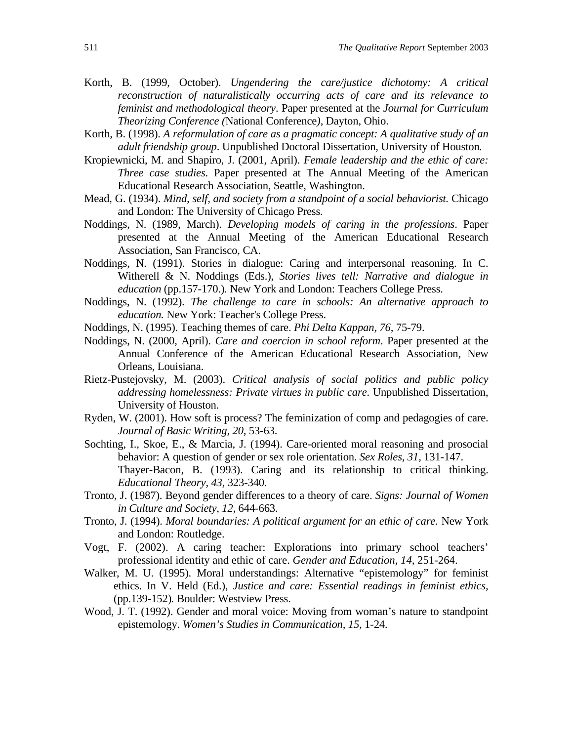Korth, B. (1999, October). *Ungendering the care/justice dichotomy: A critical reconstruction of naturalistically occurring acts of care and its relevance to feminist and methodological theory*. Paper presented at the *Journal for Curriculum Theorizing Conference (*National Conference*),* Dayton, Ohio.

Korth, B. (1998). *A reformulation of care as a pragmatic concept: A qualitative study of an adult friendship group*. Unpublished Doctoral Dissertation, University of Houston*.*

Kropiewnicki, M. and Shapiro, J. (2001, April). *Female leadership and the ethic of care: Three case studies*. Paper presented at The Annual Meeting of the American Educational Research Association, Seattle, Washington.

Mead, G. (1934). *Mind, self, and society from a standpoint of a social behaviorist.* Chicago and London: The University of Chicago Press.

Noddings, N. (1989, March). *Developing models of caring in the professions*. Paper presented at the Annual Meeting of the American Educational Research Association, San Francisco, CA.

Noddings, N. (1991). Stories in dialogue: Caring and interpersonal reasoning. In C. Witherell & N. Noddings (Eds.), *Stories lives tell: Narrative and dialogue in education* (pp.157-170.)*.* New York and London: Teachers College Press.

Noddings, N. (1992). *The challenge to care in schools: An alternative approach to education.* New York: Teacher's College Press.

Noddings, N. (1995). Teaching themes of care. *Phi Delta Kappan*, *76*, 75-79.

Noddings, N. (2000, April). *Care and coercion in school reform*. Paper presented at the Annual Conference of the American Educational Research Association, New Orleans, Louisiana.

Rietz-Pustejovsky, M. (2003). *Critical analysis of social politics and public policy addressing homelessness: Private virtues in public care*. Unpublished Dissertation, University of Houston.

Ryden, W. (2001). How soft is process? The feminization of comp and pedagogies of care. *Journal of Basic Writing, 20*, 53-63.

Sochting, I., Skoe, E., & Marcia, J. (1994). Care-oriented moral reasoning and prosocial behavior: A question of gender or sex role orientation. *Sex Roles, 31*, 131-147.

Thayer-Bacon, B. (1993). Caring and its relationship to critical thinking. *Educational Theory*, *43*, 323-340.

Tronto, J. (1987). Beyond gender differences to a theory of care. *Signs: Journal of Women in Culture and Society, 12*, 644-663.

Tronto, J. (1994). *Moral boundaries: A political argument for an ethic of care.* New York and London: Routledge.

Vogt, F. (2002). A caring teacher: Explorations into primary school teachers' professional identity and ethic of care. *Gender and Education, 14*, 251-264.

Walker, M. U. (1995). Moral understandings: Alternative "epistemology" for feminist ethics. In V. Held (Ed.), *Justice and care: Essential readings in feminist ethics,* (pp.139-152)*.* Boulder: Westview Press.

Wood, J. T. (1992). Gender and moral voice: Moving from woman's nature to standpoint epistemology. *Women's Studies in Communication, 15*, 1-24.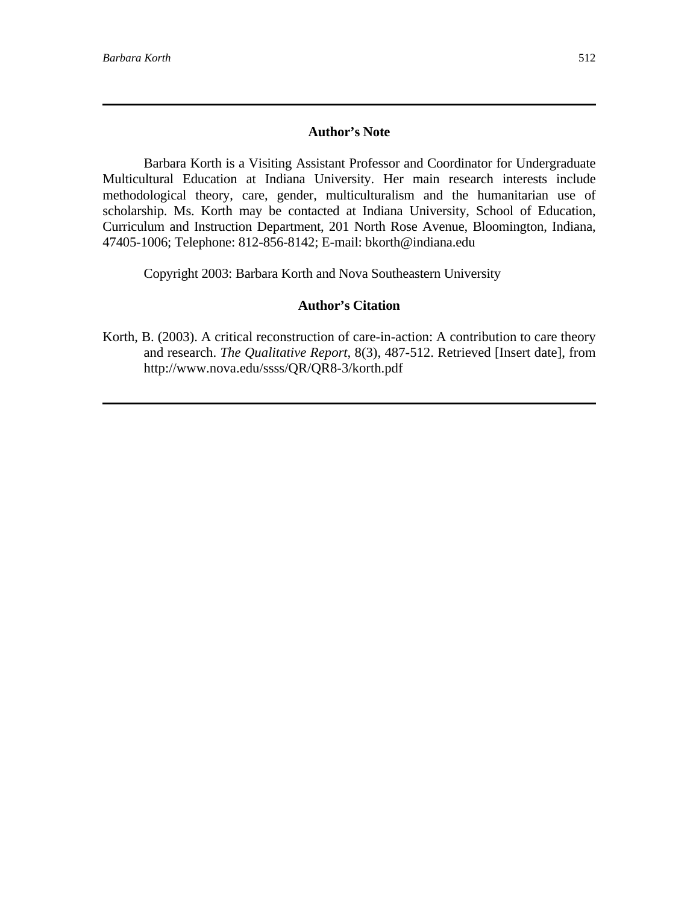## Author's Note

Barbara Korth is a Visiting Assistant Professor and Coordinator for Undergraduate Multicultural Education at Indiana University. Her main research interests include methodological theory, care, gender, multiculturalism and the humanitarian use of scholarship. Ms. Korth may be contacted at Indiana University, School of Education, Curriculum and Instruction Department, 201 North Rose Avenue, Bloomington, Indiana, 47405-1006; Telephone: 812-856-8142; E-mail: bkorth@indiana.edu

Copyright 2003: Barbara Korth and Nova Southeastern University

## Author's Citation

Korth, B. (2003). A critical reconstruction of care-in-action: A contribution to care theory and research. *The Qualitative Report*, 8(3), 487-512. Retrieved [Insert date], from http://www.nova.edu/ssss/QR/QR8-3/korth.pdf